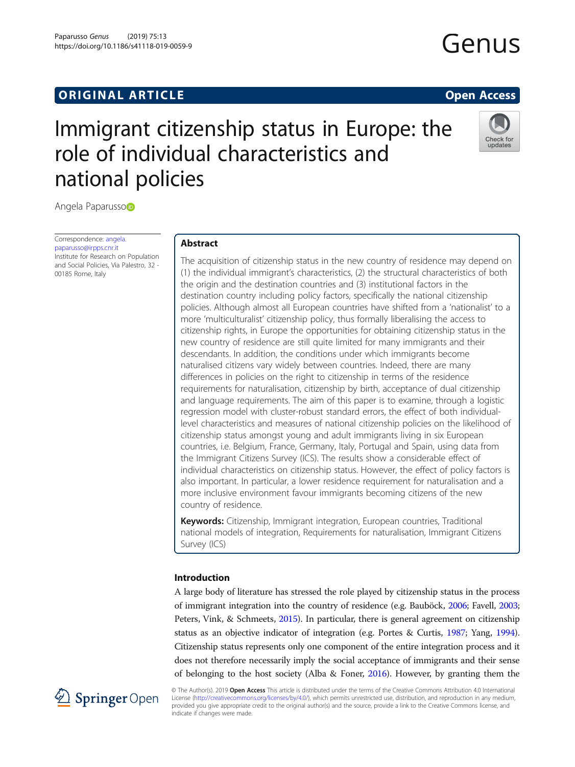ORIGINAL ARTICLE

Open Access

# Immigrant citizenship status in Europe: the role of individual characteristics and national policies

Angela Paparusso

Correspondence: angela.paparusso@irpps.cnr.it
Institute for Research on Population and Social Policies, Via Palestro, 32 - 00185 Rome, Italy

## Abstract

The acquisition of citizenship status in the new country of residence may depend on (1) the individual immigrant's characteristics, (2) the structural characteristics of both the origin and the destination countries and (3) institutional factors in the destination country including policy factors, specifically the national citizenship policies. Although almost all European countries have shifted from a 'nationalist' to a more 'multiculturalist' citizenship policy, thus formally liberalising the access to citizenship rights, in Europe the opportunities for obtaining citizenship status in the new country of residence are still quite limited for many immigrants and their descendants. In addition, the conditions under which immigrants become naturalised citizens vary widely between countries. Indeed, there are many differences in policies on the right to citizenship in terms of the residence requirements for naturalisation, citizenship by birth, acceptance of dual citizenship and language requirements. The aim of this paper is to examine, through a logistic regression model with cluster-robust standard errors, the effect of both individual-level characteristics and measures of national citizenship policies on the likelihood of citizenship status amongst young and adult immigrants living in six European countries, i.e. Belgium, France, Germany, Italy, Portugal and Spain, using data from the Immigrant Citizens Survey (ICS). The results show a considerable effect of individual characteristics on citizenship status. However, the effect of policy factors is also important. In particular, a lower residence requirement for naturalisation and a more inclusive environment favour immigrants becoming citizens of the new country of residence.

**Keywords:** Citizenship, Immigrant integration, European countries, Traditional national models of integration, Requirements for naturalisation, Immigrant Citizens Survey (ICS)

## Introduction

A large body of literature has stressed the role played by citizenship status in the process of immigrant integration into the country of residence (e.g. Bauböck, 2006; Favell, 2003; Peters, Vink, & Schmeets, 2015). In particular, there is general agreement on citizenship status as an objective indicator of integration (e.g. Portes & Curtis, 1987; Yang, 1994). Citizenship represents only one component of the entire integration process and it does not therefore necessarily imply the social acceptance of immigrants and their sense of belonging to the host society (Alba & Foner, 2016). However, by granting them the

© The Author(s). 2019 **Open Access** This article is distributed under the terms of the Creative Commons Attribution 4.0 International License (http://creativecommons.org/licenses/by/4.0/), which permits unrestricted use, distribution, and reproduction in any medium, provided you give appropriate credit to the original author(s) and the source, provide a link to the Creative Commons license, and indicate if changes were made.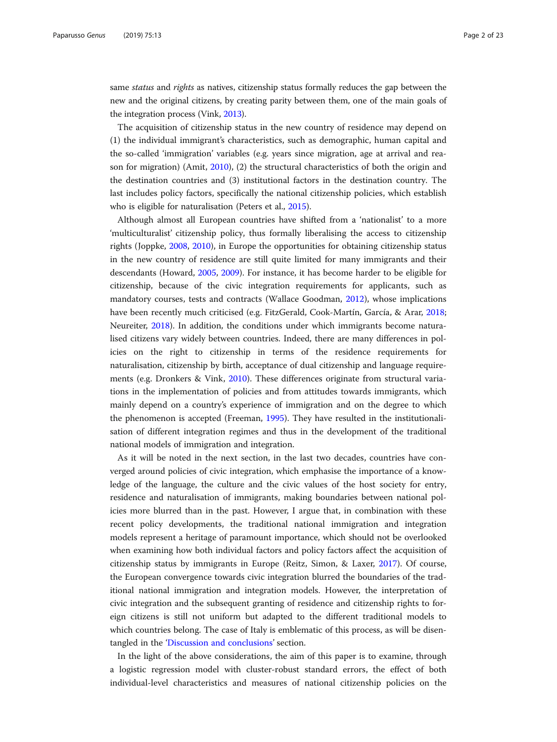same *status* and *rights* as natives, citizenship status formally reduces the gap between the new and the original citizens, by creating parity between them, one of the main goals of the integration process (Vink, 2013).

The acquisition of citizenship status in the new country of residence may depend on (1) the individual immigrant's characteristics, such as demographic, human capital and the so-called 'immigration' variables (e.g. years since migration, age at arrival and reason for migration) (Amit, 2010), (2) the structural characteristics of both the origin and the destination countries and (3) institutional factors in the destination country. The last includes policy factors, specifically the national citizenship policies, which establish who is eligible for naturalisation (Peters et al., 2015).

Although almost all European countries have shifted from a 'nationalist' to a more 'multiculturalist' citizenship policy, thus formally liberalising the access to citizenship rights (Joppke, 2008, 2010), in Europe the opportunities for obtaining citizenship status in the new country of residence are still quite limited for many immigrants and their descendants (Howard, 2005, 2009). For instance, it has become harder to be eligible for citizenship, because of the civic integration requirements for applicants, such as mandatory courses, tests and contracts (Wallace Goodman, 2012), whose implications have been recently much criticised (e.g. FitzGerald, Cook-Martín, García, & Arar, 2018; Neureiter, 2018). In addition, the conditions under which immigrants become naturalised citizens vary widely between countries. Indeed, there are many differences in policies on the right to citizenship in terms of the residence requirements for naturalisation, citizenship by birth, acceptance of dual citizenship and language requirements (e.g. Dronkers & Vink, 2010). These differences originate from structural variations in the implementation of policies and from attitudes towards immigrants, which mainly depend on a country's experience of immigration and on the degree to which the phenomenon is accepted (Freeman, 1995). They have resulted in the institutionalisation of different integration regimes and thus in the development of the traditional national models of immigration and integration.

As it will be noted in the next section, in the last two decades, countries have converged around policies of civic integration, which emphasise the importance of a knowledge of the language, the culture and the civic values of the host society for entry, residence and naturalisation of immigrants, making boundaries between national policies more blurred than in the past. However, I argue that, in combination with these recent policy developments, the traditional national immigration and integration models represent a heritage of paramount importance, which should not be overlooked when examining how both individual factors and policy factors affect the acquisition of citizenship status by immigrants in Europe (Reitz, Simon, & Laxer, 2017). Of course, the European convergence towards civic integration blurred the boundaries of the traditional national immigration and integration models. However, the interpretation of civic integration and the subsequent granting of residence and citizenship rights to foreign citizens is still not uniform but adapted to the different traditional models to which countries belong. The case of Italy is emblematic of this process, as will be disentangled in the 'Discussion and conclusions' section.

In the light of the above considerations, the aim of this paper is to examine, through a logistic regression model with cluster-robust standard errors, the effect of both individual-level characteristics and measures of national citizenship policies on the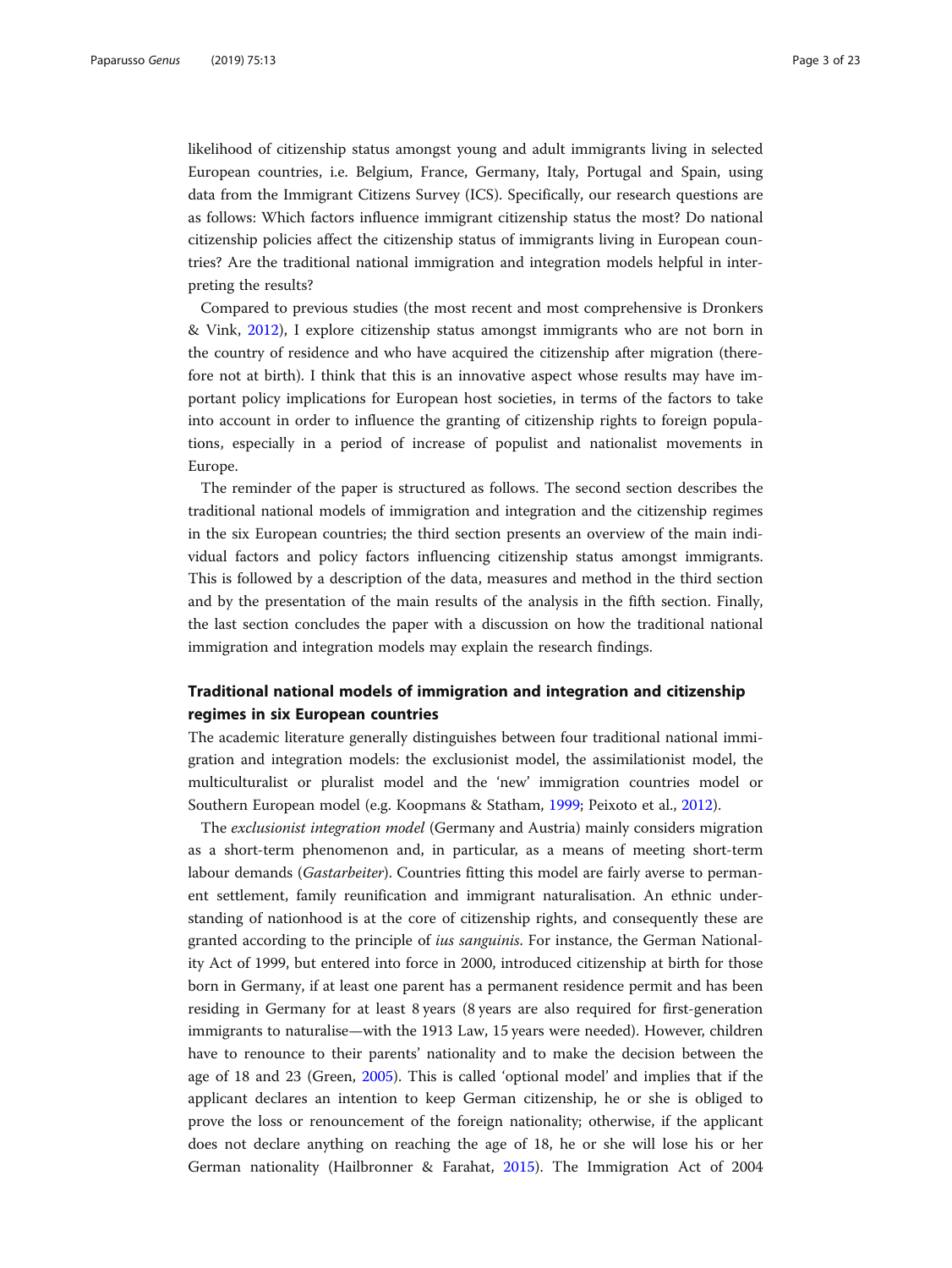likelihood of citizenship status amongst young and adult immigrants living in selected European countries, i.e. Belgium, France, Germany, Italy, Portugal and Spain, using data from the Immigrant Citizens Survey (ICS). Specifically, our research questions are as follows: Which factors influence immigrant citizenship status the most? Do national citizenship policies affect the citizenship status of immigrants living in European countries? Are the traditional national immigration and integration models helpful in interpreting the results?

Compared to previous studies (the most recent and most comprehensive is Dronkers & Vink, 2012), I explore citizenship status amongst immigrants who are not born in the country of residence and who have acquired the citizenship after migration (therefore not at birth). I think that this is an innovative aspect whose results may have important policy implications for European host societies, in terms of the factors to take into account in order to influence the granting of citizenship rights to foreign populations, especially in a period of increase of populist and nationalist movements in Europe.

The reminder of the paper is structured as follows. The second section describes the traditional national models of immigration and integration and the citizenship regimes in the six European countries; the third section presents an overview of the main individual factors and policy factors influencing citizenship status amongst immigrants. This is followed by a description of the data, measures and method in the third section and by the presentation of the main results of the analysis in the fifth section. Finally, the last section concludes the paper with a discussion on how the traditional national immigration and integration models may explain the research findings.

## Traditional national models of immigration and integration and citizenship regimes in six European countries

The academic literature generally distinguishes between four traditional national immigration and integration models: the exclusionist model, the assimilationist model, the multiculturalist or pluralist model and the 'new' immigration countries model or Southern European model (e.g. Koopmans & Statham, 1999; Peixoto et al., 2012).

The *exclusionist integration model* (Germany and Austria) mainly considers migration as a short-term phenomenon and, in particular, as a means of meeting short-term labour demands (*Gastarbeiter*). Countries fitting this model are fairly averse to permanent settlement, family reunification and immigrant naturalisation. An ethnic understanding of nationhood is at the core of citizenship rights, and consequently these are granted according to the principle of *ius sanguinis*. For instance, the German Nationality Act of 1999, but entered into force in 2000, introduced citizenship at birth for those born in Germany, if at least one parent has a permanent residence permit and has been residing in Germany for at least 8 years (8 years are also required for first-generation immigrants to naturalise—with the 1913 Law, 15 years were needed). However, children have to renounce to their parents' nationality and to make the decision between the age of 18 and 23 (Green, 2005). This is called 'optional model' and implies that if the applicant declares an intention to keep German citizenship, he or she is obliged to prove the loss or renouncement of the foreign nationality; otherwise, if the applicant does not declare anything on reaching the age of 18, he or she will lose his or her German nationality (Hailbronner & Farahat, 2015). The Immigration Act of 2004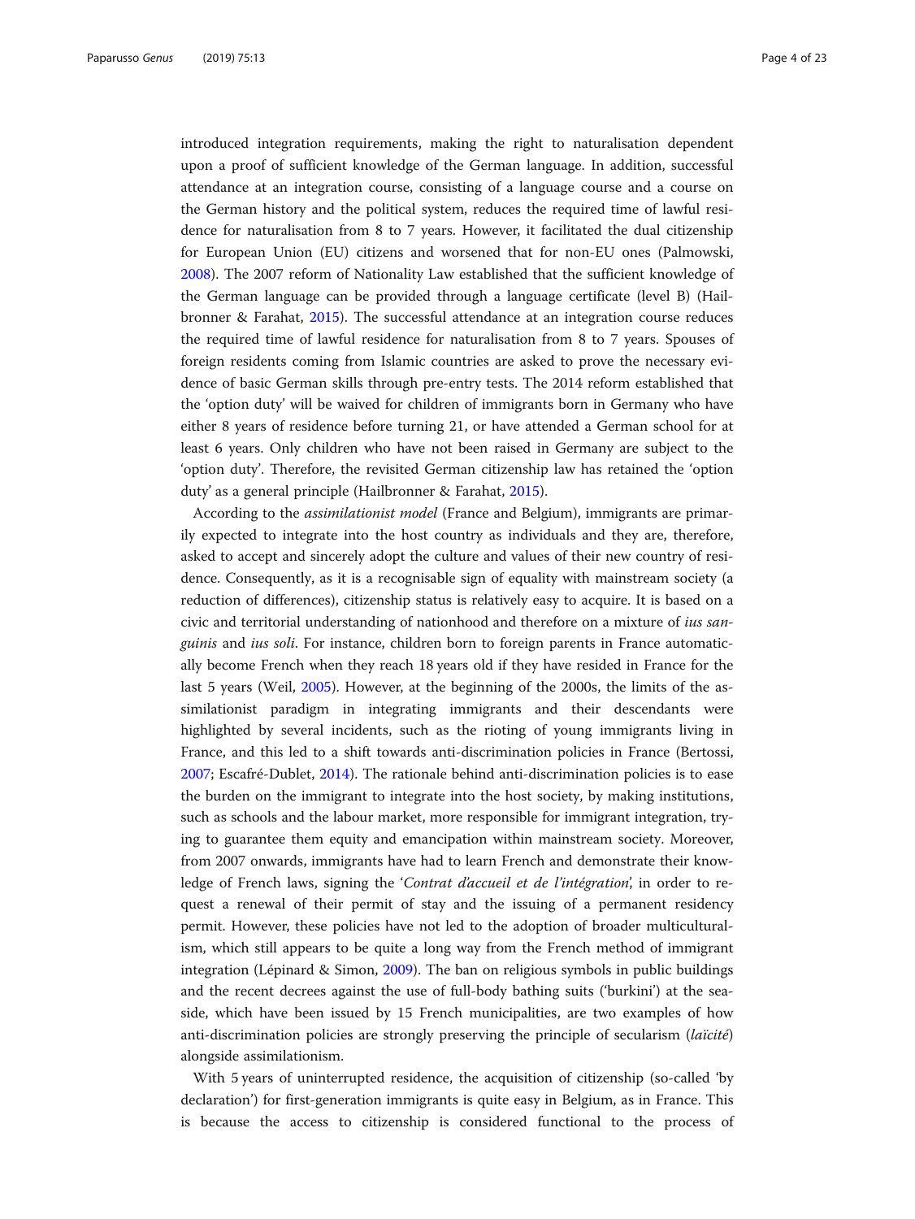introduced integration requirements, making the right to naturalisation dependent upon a proof of sufficient knowledge of the German language. In addition, successful attendance at an integration course, consisting of a language course and a course on the German history and the political system, reduces the required time of lawful residence for naturalisation from 8 to 7 years. However, it facilitated the dual citizenship for European Union (EU) citizens and worsened that for non-EU ones (Palmowski, 2008). The 2007 reform of Nationality Law established that the sufficient knowledge of the German language can be provided through a language certificate (level B) (Hailbronner & Farahat, 2015). The successful attendance at an integration course reduces the required time of lawful residence for naturalisation from 8 to 7 years. Spouses of foreign residents coming from Islamic countries are asked to prove the necessary evidence of basic German skills through pre-entry tests. The 2014 reform established that the 'option duty' will be waived for children of immigrants born in Germany who have either 8 years of residence before turning 21, or have attended a German school for at least 6 years. Only children who have not been raised in Germany are subject to the 'option duty'. Therefore, the revisited German citizenship law has retained the 'option duty' as a general principle (Hailbronner & Farahat, 2015).

According to the *assimilationist model* (France and Belgium), immigrants are primarily expected to integrate into the host country as individuals and they are, therefore, asked to accept and sincerely adopt the culture and values of their new country of residence. Consequently, as it is a recognisable sign of equality with mainstream society (a reduction of differences), citizenship status is relatively easy to acquire. It is based on a civic and territorial understanding of nationhood and therefore on a mixture of *ius sanguinis* and *ius soli*. For instance, children born to foreign parents in France automatically become French when they reach 18 years old if they have resided in France for the last 5 years (Weil, 2005). However, at the beginning of the 2000s, the limits of the assimilationist paradigm in integrating immigrants and their descendants were highlighted by several incidents, such as the rioting of young immigrants living in France, and this led to a shift towards anti-discrimination policies in France (Bertossi, 2007; Escafré-Dublet, 2014). The rationale behind anti-discrimination policies is to ease the burden on the immigrant to integrate into the host society, by making institutions, such as schools and the labour market, more responsible for immigrant integration, trying to guarantee them equity and emancipation within mainstream society. Moreover, from 2007 onwards, immigrants have had to learn French and demonstrate their knowledge of French laws, signing the '*Contrat d'accueil et de l'intégration*', in order to request a renewal of their permit of stay and the issuing of a permanent residency permit. However, these policies have not led to the adoption of broader multiculturalism, which still appears to be quite a long way from the French method of immigrant integration (Lépinard & Simon, 2009). The ban on religious symbols in public buildings and the recent decrees against the use of full-body bathing suits ('burkini') at the seaside, which have been issued by 15 French municipalities, are two examples of how anti-discrimination policies are strongly preserving the principle of secularism (*laïcité*) alongside assimilationism.

With 5 years of uninterrupted residence, the acquisition of citizenship (so-called 'by declaration') for first-generation immigrants is quite easy in Belgium, as in France. This is because the access to citizenship is considered functional to the process of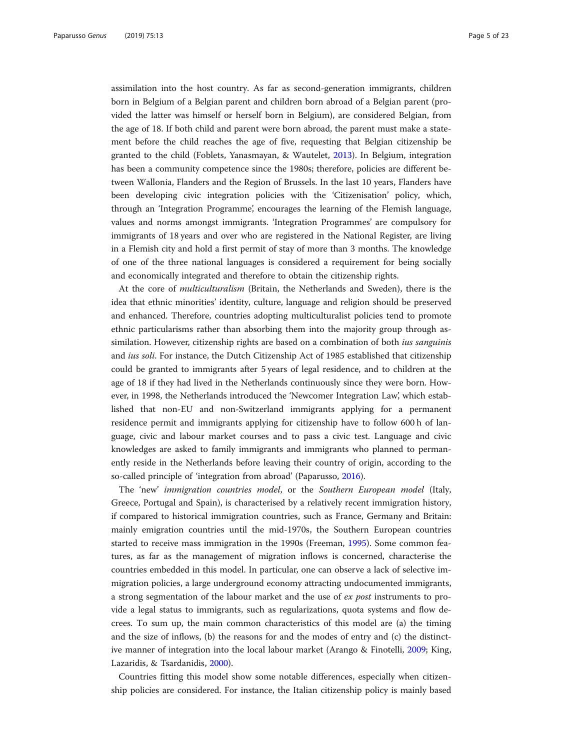assimilation into the host country. As far as second-generation immigrants, children born in Belgium of a Belgian parent and children born abroad of a Belgian parent (provided the latter was himself or herself born in Belgium), are considered Belgian, from the age of 18. If both child and parent were born abroad, the parent must make a statement before the child reaches the age of five, requesting that Belgian citizenship be granted to the child (Foblets, Yanasmayan, & Wautelet, 2013). In Belgium, integration has been a community competence since the 1980s; therefore, policies are different between Wallonia, Flanders and the Region of Brussels. In the last 10 years, Flanders have been developing civic integration policies with the 'Citizenisation' policy, which, through an 'Integration Programme', encourages the learning of the Flemish language, values and norms amongst immigrants. 'Integration Programmes' are compulsory for immigrants of 18 years and over who are registered in the National Register, are living in a Flemish city and hold a first permit of stay of more than 3 months. The knowledge of one of the three national languages is considered a requirement for being socially and economically integrated and therefore to obtain the citizenship rights.

At the core of *multiculturalism* (Britain, the Netherlands and Sweden), there is the idea that ethnic minorities' identity, culture, language and religion should be preserved and enhanced. Therefore, countries adopting multiculturalist policies tend to promote ethnic particularisms rather than absorbing them into the majority group through assimilation. However, citizenship rights are based on a combination of both *ius sanguinis* and *ius soli*. For instance, the Dutch Citizenship Act of 1985 established that citizenship could be granted to immigrants after 5 years of legal residence, and to children at the age of 18 if they had lived in the Netherlands continuously since they were born. However, in 1998, the Netherlands introduced the 'Newcomer Integration Law', which established that non-EU and non-Switzerland immigrants applying for a permanent residence permit and immigrants applying for citizenship have to follow 600 h of language, civic and labour market courses and to pass a civic test. Language and civic knowledges are asked to family immigrants and immigrants who planned to permanently reside in the Netherlands before leaving their country of origin, according to the so-called principle of 'integration from abroad' (Paparusso, 2016).

The 'new' *immigration countries model*, or the *Southern European model* (Italy, Greece, Portugal and Spain), is characterised by a relatively recent immigration history, if compared to historical immigration countries, such as France, Germany and Britain: mainly emigration countries until the mid-1970s, the Southern European countries started to receive mass immigration in the 1990s (Freeman, 1995). Some common features, as far as the management of migration inflows is concerned, characterise the countries embedded in this model. In particular, one can observe a lack of selective immigration policies, a large underground economy attracting undocumented immigrants, a strong segmentation of the labour market and the use of *ex post* instruments to provide a legal status to immigrants, such as regularizations, quota systems and flow decrees. To sum up, the main common characteristics of this model are (a) the timing and the size of inflows, (b) the reasons for and the modes of entry and (c) the distinctive manner of integration into the local labour market (Arango & Finotelli, 2009; King, Lazaridis, & Tsardanidis, 2000).

Countries fitting this model show some notable differences, especially when citizenship policies are considered. For instance, the Italian citizenship policy is mainly based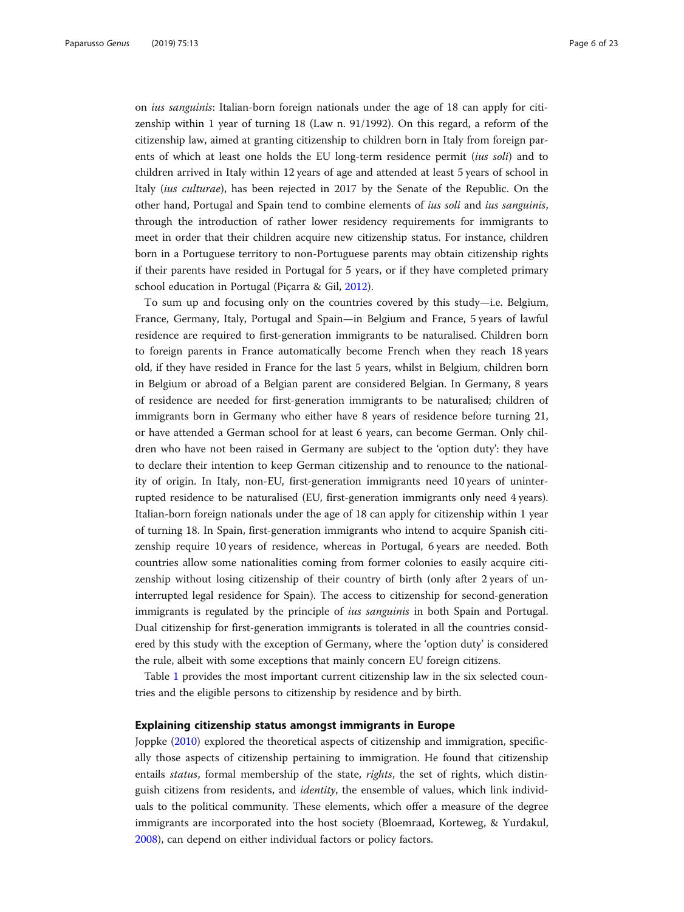on *ius sanguinis*: Italian-born foreign nationals under the age of 18 can apply for citizenship within 1 year of turning 18 (Law n. 91/1992). On this regard, a reform of the citizenship law, aimed at granting citizenship to children born in Italy from foreign parents of which at least one holds the EU long-term residence permit (*ius soli*) and to children arrived in Italy within 12 years of age and attended at least 5 years of school in Italy (*ius culturae*), has been rejected in 2017 by the Senate of the Republic. On the other hand, Portugal and Spain tend to combine elements of *ius soli* and *ius sanguinis*, through the introduction of rather lower residency requirements for immigrants to meet in order that their children acquire new citizenship status. For instance, children born in a Portuguese territory to non-Portuguese parents may obtain citizenship rights if their parents have resided in Portugal for 5 years, or if they have completed primary school education in Portugal (Piçarra & Gil, 2012).

To sum up and focusing only on the countries covered by this study—i.e. Belgium, France, Germany, Italy, Portugal and Spain—in Belgium and France, 5 years of lawful residence are required to first-generation immigrants to be naturalised. Children born to foreign parents in France automatically become French when they reach 18 years old, if they have resided in France for the last 5 years, whilst in Belgium, children born in Belgium or abroad of a Belgian parent are considered Belgian. In Germany, 8 years of residence are needed for first-generation immigrants to be naturalised; children of immigrants born in Germany who either have 8 years of residence before turning 21, or have attended a German school for at least 6 years, can become German. Only children who have not been raised in Germany are subject to the 'option duty': they have to declare their intention to keep German citizenship and to renounce to the nationality of origin. In Italy, non-EU, first-generation immigrants need 10 years of uninterrupted residence to be naturalised (EU, first-generation immigrants only need 4 years). Italian-born foreign nationals under the age of 18 can apply for citizenship within 1 year of turning 18. In Spain, first-generation immigrants who intend to acquire Spanish citizenship require 10 years of residence, whereas in Portugal, 6 years are needed. Both countries allow some nationalities coming from former colonies to easily acquire citizenship without losing citizenship of their country of birth (only after 2 years of uninterrupted legal residence for Spain). The access to citizenship for second-generation immigrants is regulated by the principle of *ius sanguinis* in both Spain and Portugal. Dual citizenship for first-generation immigrants is tolerated in all the countries considered by this study with the exception of Germany, where the 'option duty' is considered the rule, albeit with some exceptions that mainly concern EU foreign citizens.

Table 1 provides the most important current citizenship law in the six selected countries and the eligible persons to citizenship by residence and by birth.

## Explaining citizenship status amongst immigrants in Europe

Joppke (2010) explored the theoretical aspects of citizenship and immigration, specifically those aspects of citizenship pertaining to immigration. He found that citizenship entails *status*, formal membership of the state, *rights*, the set of rights, which distinguish citizens from residents, and *identity*, the ensemble of values, which link individuals to the political community. These elements, which offer a measure of the degree immigrants are incorporated into the host society (Bloemraad, Korteweg, & Yurdakul, 2008), can depend on either individual factors or policy factors.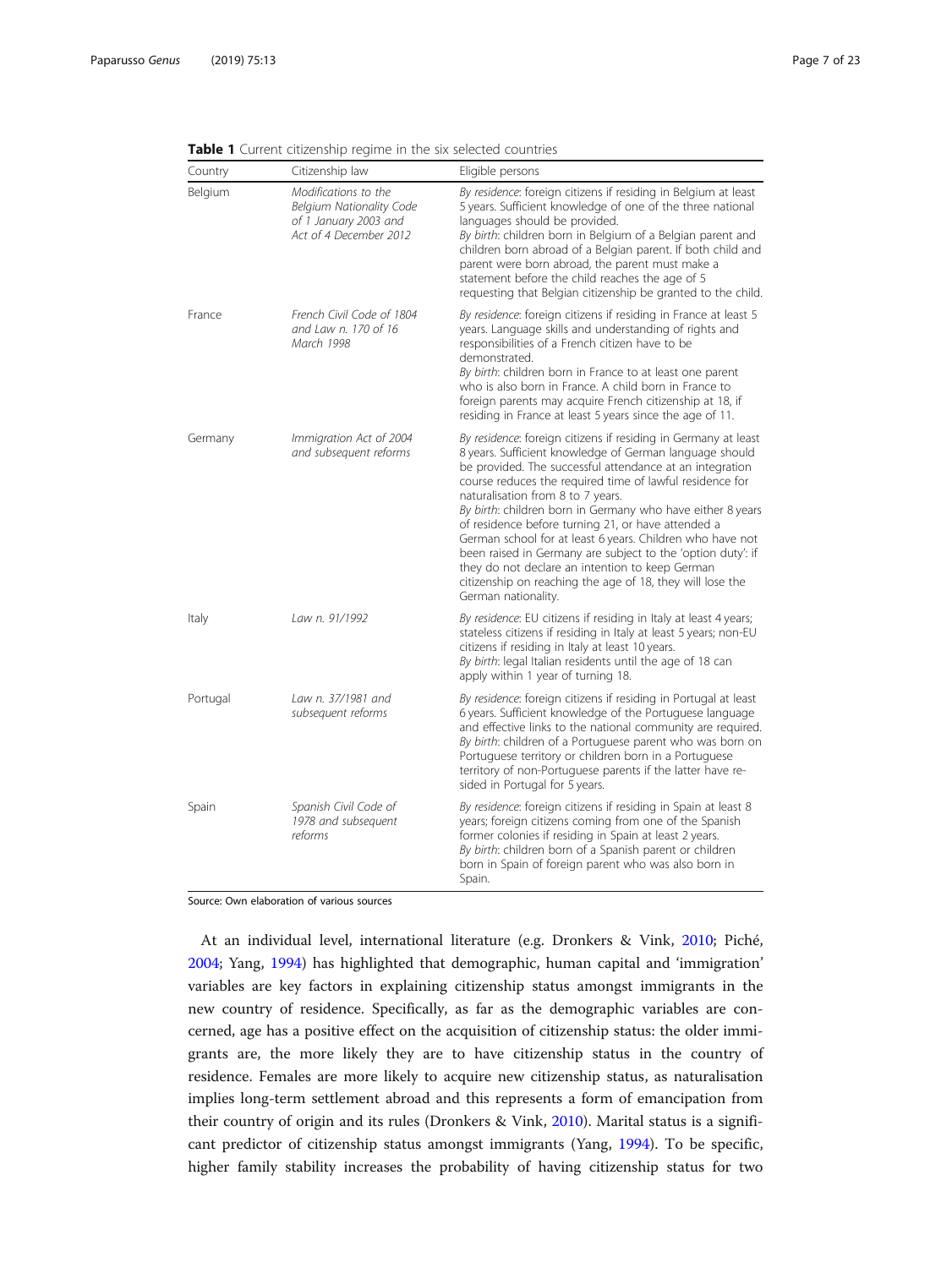**Table 1** Current citizenship regime in the six selected countries

| Country | Citizenship law | Eligible persons |
| --- | --- | --- |
| Belgium | *Modifications to the Belgium Nationality Code of 1 January 2003 and Act of 4 December 2012* | *By residence*: foreign citizens if residing in Belgium at least 5 years. Sufficient knowledge of one of the three national languages should be provided. *By birth*: children born in Belgium of a Belgian parent and children born abroad of a Belgian parent. If both child and parent were born abroad, the parent must make a statement before the child reaches the age of 5 requesting that Belgian citizenship be granted to the child. |
| France | *French Civil Code of 1804 and Law n. 170 of 16 March 1998* | *By residence*: foreign citizens if residing in France at least 5 years. Language skills and understanding of rights and responsibilities of a French citizen have to be demonstrated. *By birth*: children born in France to at least one parent who is also born in France. A child born in France to foreign parents may acquire French citizenship at 18, if residing in France at least 5 years since the age of 11. |
| Germany | *Immigration Act of 2004 and subsequent reforms* | *By residence*: foreign citizens if residing in Germany at least 8 years. Sufficient knowledge of German language should be provided. The successful attendance at an integration course reduces the required time of lawful residence for naturalisation from 8 to 7 years. *By birth*: children born in Germany who have either 8 years of residence before turning 21, or have attended a German school for at least 6 years. Children who have not been raised in Germany are subject to the 'option duty': if they do not declare an intention to keep German citizenship on reaching the age of 18, they will lose the German nationality. |
| Italy | *Law n. 91/1992* | *By residence*: EU citizens if residing in Italy at least 4 years; stateless citizens if residing in Italy at least 5 years; non-EU citizens if residing in Italy at least 10 years. *By birth*: legal Italian residents until the age of 18 can apply within 1 year of turning 18. |
| Portugal | *Law n. 37/1981 and subsequent reforms* | *By residence*: foreign citizens if residing in Portugal at least 6 years. Sufficient knowledge of the Portuguese language and effective links to the national community are required. *By birth*: children of a Portuguese parent who was born on Portuguese territory or children born in a Portuguese territory of non-Portuguese parents if the latter have re-sided in Portugal for 5 years. |
| Spain | *Spanish Civil Code of 1978 and subsequent reforms* | *By residence*: foreign citizens if residing in Spain at least 8 years; foreign citizens coming from one of the Spanish former colonies if residing in Spain at least 2 years. *By birth*: children born of a Spanish parent or children born in Spain of foreign parent who was also born in Spain. |

Source: Own elaboration of various sources

At an individual level, international literature (e.g. Dronkers & Vink, 2010; Piché, 2004; Yang, 1994) has highlighted that demographic, human capital and 'immigration' variables are key factors in explaining citizenship status amongst immigrants in the new country of residence. Specifically, as far as the demographic variables are concerned, age has a positive effect on the acquisition of citizenship status: the older immigrants are, the more likely they are to have citizenship status in the country of residence. Females are more likely to acquire new citizenship status, as naturalisation implies long-term settlement abroad and this represents a form of emancipation from their country of origin and its rules (Dronkers & Vink, 2010). Marital status is a significant predictor of citizenship status amongst immigrants (Yang, 1994). To be specific, higher family stability increases the probability of having citizenship status for two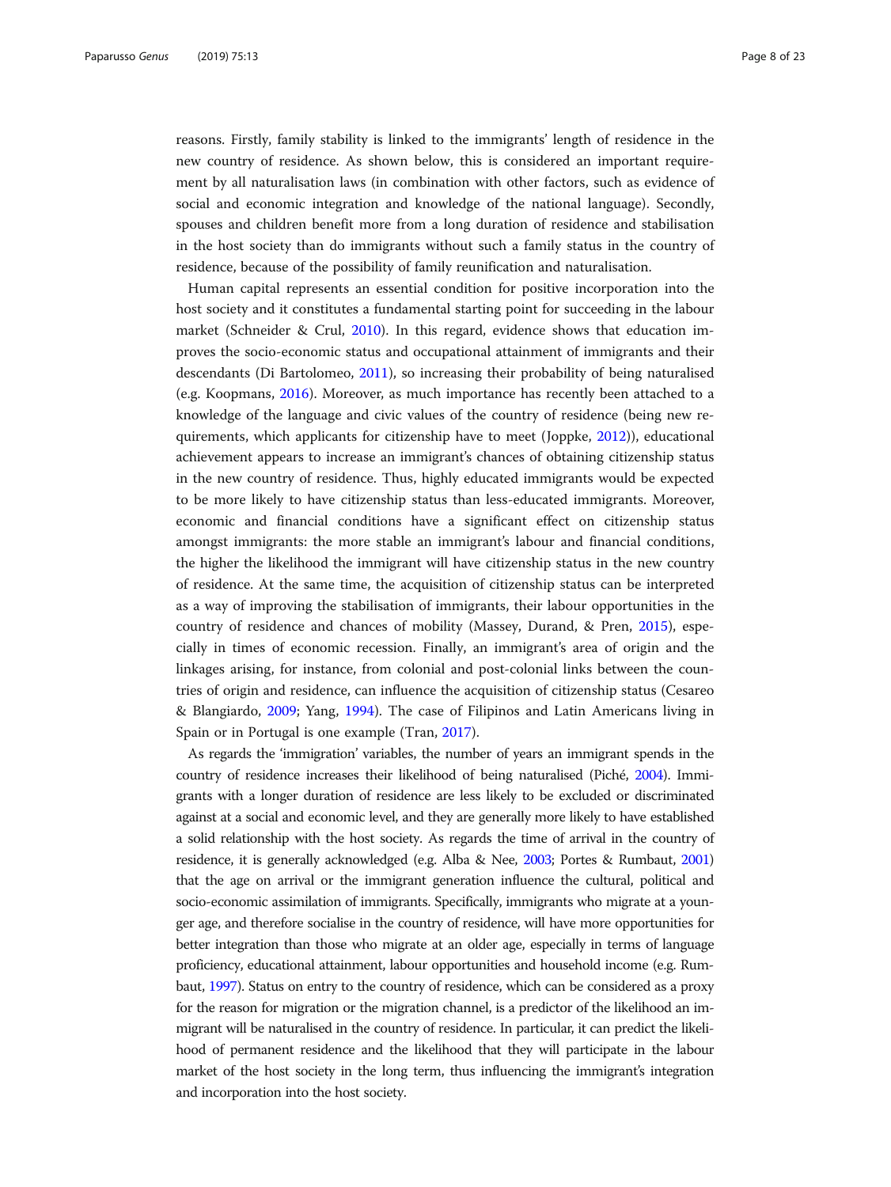reasons. Firstly, family stability is linked to the immigrants' length of residence in the new country of residence. As shown below, this is considered an important requirement by all naturalisation laws (in combination with other factors, such as evidence of social and economic integration and knowledge of the national language). Secondly, spouses and children benefit more from a long duration of residence and stabilisation in the host society than do immigrants without such a family status in the country of residence, because of the possibility of family reunification and naturalisation.

Human capital represents an essential condition for positive incorporation into the host society and it constitutes a fundamental starting point for succeeding in the labour market (Schneider & Crul, 2010). In this regard, evidence shows that education improves the socio-economic status and occupational attainment of immigrants and their descendants (Di Bartolomeo, 2011), so increasing their probability of being naturalised (e.g. Koopmans, 2016). Moreover, as much importance has recently been attached to a knowledge of the language and civic values of the country of residence (being new requirements, which applicants for citizenship have to meet (Joppke, 2012)), educational achievement appears to increase an immigrant's chances of obtaining citizenship status in the new country of residence. Thus, highly educated immigrants would be expected to be more likely to have citizenship status than less-educated immigrants. Moreover, economic and financial conditions have a significant effect on citizenship status amongst immigrants: the more stable an immigrant's labour and financial conditions, the higher the likelihood the immigrant will have citizenship status in the new country of residence. At the same time, the acquisition of citizenship status can be interpreted as a way of improving the stabilisation of immigrants, their labour opportunities in the country of residence and chances of mobility (Massey, Durand, & Pren, 2015), especially in times of economic recession. Finally, an immigrant's area of origin and the linkages arising, for instance, from colonial and post-colonial links between the countries of origin and residence, can influence the acquisition of citizenship status (Cesareo & Blangiardo, 2009; Yang, 1994). The case of Filipinos and Latin Americans living in Spain or in Portugal is one example (Tran, 2017).

As regards the 'immigration' variables, the number of years an immigrant spends in the country of residence increases their likelihood of being naturalised (Piché, 2004). Immigrants with a longer duration of residence are less likely to be excluded or discriminated against at a social and economic level, and they are generally more likely to have established a solid relationship with the host society. As regards the time of arrival in the country of residence, it is generally acknowledged (e.g. Alba & Nee, 2003; Portes & Rumbaut, 2001) that the age on arrival or the immigrant generation influence the cultural, political and socio-economic assimilation of immigrants. Specifically, immigrants who migrate at a younger age, and therefore socialise in the country of residence, will have more opportunities for better integration than those who migrate at an older age, especially in terms of language proficiency, educational attainment, labour opportunities and household income (e.g. Rumbaut, 1997). Status on entry to the country of residence, which can be considered as a proxy for the reason for migration or the migration channel, is a predictor of the likelihood an immigrant will be naturalised in the country of residence. In particular, it can predict the likelihood of permanent residence and the likelihood that they will participate in the labour market of the host society in the long term, thus influencing the immigrant's integration and incorporation into the host society.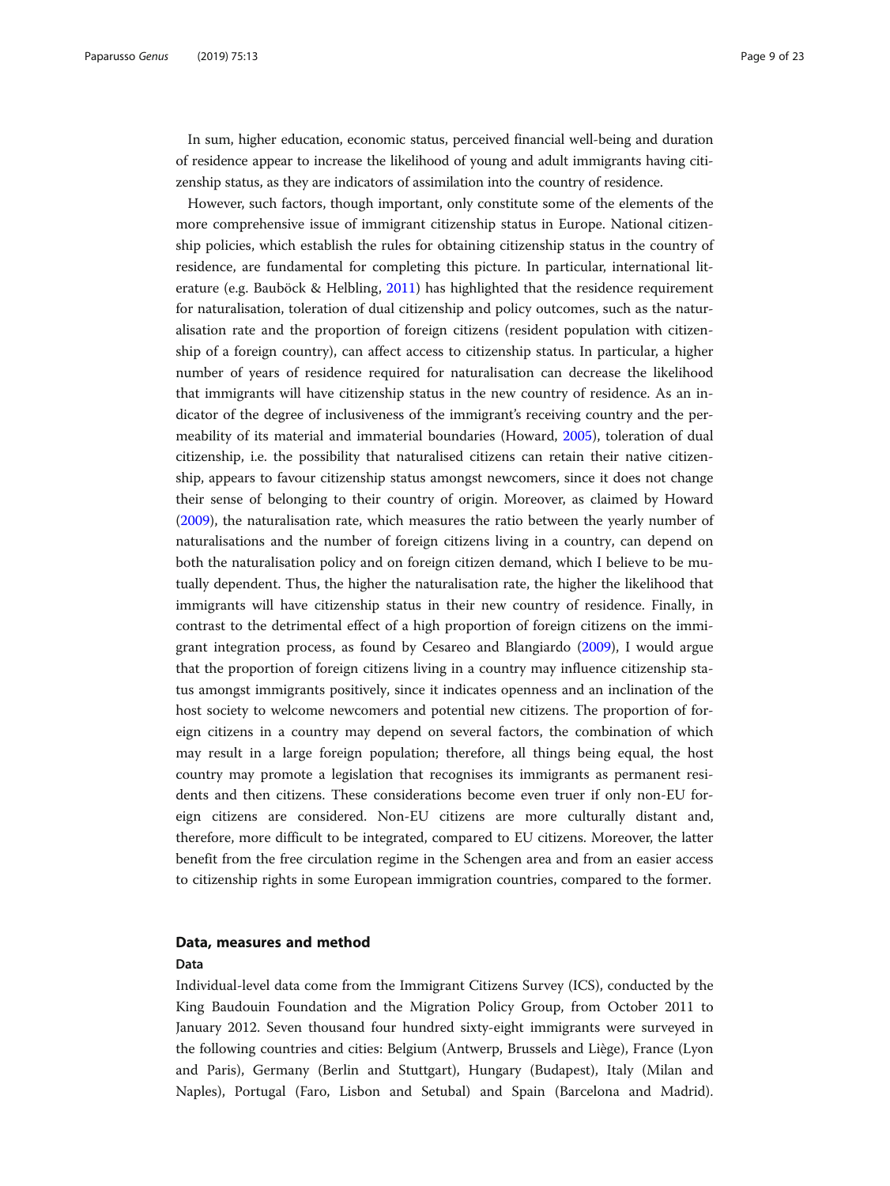In sum, higher education, economic status, perceived financial well-being and duration of residence appear to increase the likelihood of young and adult immigrants having citizenship status, as they are indicators of assimilation into the country of residence.

However, such factors, though important, only constitute some of the elements of the more comprehensive issue of immigrant citizenship status in Europe. National citizenship policies, which establish the rules for obtaining citizenship status in the country of residence, are fundamental for completing this picture. In particular, international literature (e.g. Bauböck & Helbling, 2011) has highlighted that the residence requirement for naturalisation, toleration of dual citizenship and policy outcomes, such as the naturalisation rate and the proportion of foreign citizens (resident population with citizenship of a foreign country), can affect access to citizenship status. In particular, a higher number of years of residence required for naturalisation can decrease the likelihood that immigrants will have citizenship status in the new country of residence. As an indicator of the degree of inclusiveness of the immigrant's receiving country and the permeability of its material and immaterial boundaries (Howard, 2005), toleration of dual citizenship, i.e. the possibility that naturalised citizens can retain their native citizenship, appears to favour citizenship status amongst newcomers, since it does not change their sense of belonging to their country of origin. Moreover, as claimed by Howard (2009), the naturalisation rate, which measures the ratio between the yearly number of naturalisations and the number of foreign citizens living in a country, can depend on both the naturalisation policy and on foreign citizen demand, which I believe to be mutually dependent. Thus, the higher the naturalisation rate, the higher the likelihood that immigrants will have citizenship status in their new country of residence. Finally, in contrast to the detrimental effect of a high proportion of foreign citizens on the immigrant integration process, as found by Cesareo and Blangiardo (2009), I would argue that the proportion of foreign citizens living in a country may influence citizenship status amongst immigrants positively, since it indicates openness and an inclination of the host society to welcome newcomers and potential new citizens. The proportion of foreign citizens in a country may depend on several factors, the combination of which may result in a large foreign population; therefore, all things being equal, the host country may promote a legislation that recognises its immigrants as permanent residents and then citizens. These considerations become even truer if only non-EU foreign citizens are considered. Non-EU citizens are more culturally distant and, therefore, more difficult to be integrated, compared to EU citizens. Moreover, the latter benefit from the free circulation regime in the Schengen area and from an easier access to citizenship rights in some European immigration countries, compared to the former.

## Data, measures and method

### Data

Individual-level data come from the Immigrant Citizens Survey (ICS), conducted by the King Baudouin Foundation and the Migration Policy Group, from October 2011 to January 2012. Seven thousand four hundred sixty-eight immigrants were surveyed in the following countries and cities: Belgium (Antwerp, Brussels and Liège), France (Lyon and Paris), Germany (Berlin and Stuttgart), Hungary (Budapest), Italy (Milan and Naples), Portugal (Faro, Lisbon and Setubal) and Spain (Barcelona and Madrid).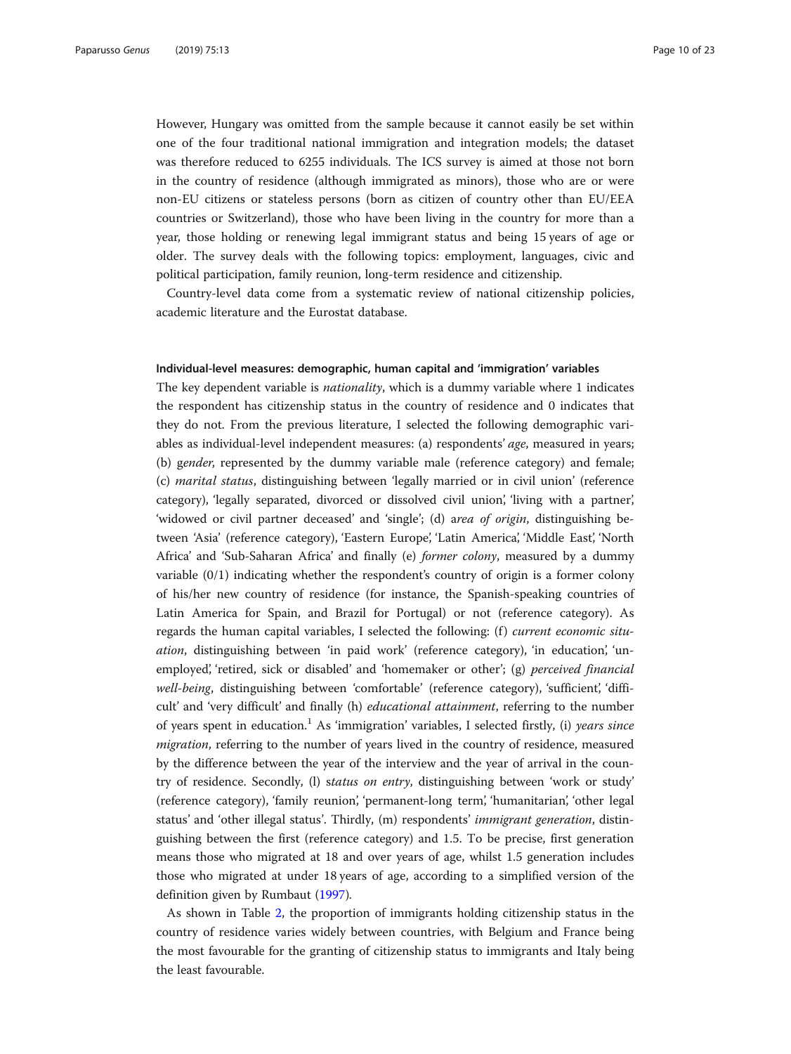However, Hungary was omitted from the sample because it cannot easily be set within one of the four traditional national immigration and integration models; the dataset was therefore reduced to 6255 individuals. The ICS survey is aimed at those not born in the country of residence (although immigrated as minors), those who are or were non-EU citizens or stateless persons (born as citizen of country other than EU/EEA countries or Switzerland), those who have been living in the country for more than a year, those holding or renewing legal immigrant status and being 15 years of age or older. The survey deals with the following topics: employment, languages, civic and political participation, family reunion, long-term residence and citizenship.

Country-level data come from a systematic review of national citizenship policies, academic literature and the Eurostat database.

### Individual-level measures: demographic, human capital and 'immigration' variables

The key dependent variable is *nationality*, which is a dummy variable where 1 indicates the respondent has citizenship status in the country of residence and 0 indicates that they do not. From the previous literature, I selected the following demographic variables as individual-level independent measures: (a) respondents' *age*, measured in years; (b) g*ender*, represented by the dummy variable male (reference category) and female; (c) *marital status*, distinguishing between 'legally married or in civil union' (reference category), 'legally separated, divorced or dissolved civil union', 'living with a partner', 'widowed or civil partner deceased' and 'single'; (d) a*rea of origin*, distinguishing between 'Asia' (reference category), 'Eastern Europe', 'Latin America', 'Middle East', 'North Africa' and 'Sub-Saharan Africa' and finally (e) *former colony*, measured by a dummy variable (0/1) indicating whether the respondent's country of origin is a former colony of his/her new country of residence (for instance, the Spanish-speaking countries of Latin America for Spain, and Brazil for Portugal) or not (reference category). As regards the human capital variables, I selected the following: (f) *current economic situation*, distinguishing between 'in paid work' (reference category), 'in education', 'unemployed', 'retired, sick or disabled' and 'homemaker or other'; (g) *perceived financial well-being*, distinguishing between 'comfortable' (reference category), 'sufficient', 'difficult' and 'very difficult' and finally (h) *educational attainment*, referring to the number of years spent in education.[1] As 'immigration' variables, I selected firstly, (i) *years since migration*, referring to the number of years lived in the country of residence, measured by the difference between the year of the interview and the year of arrival in the country of residence. Secondly, (l) s*tatus on entry*, distinguishing between 'work or study' (reference category), 'family reunion', 'permanent-long term', 'humanitarian', 'other legal status' and 'other illegal status'. Thirdly, (m) respondents' *immigrant generation*, distinguishing between the first (reference category) and 1.5. To be precise, first generation means those who migrated at 18 and over years of age, whilst 1.5 generation includes those who migrated at under 18 years of age, according to a simplified version of the definition given by Rumbaut (1997).

As shown in Table 2, the proportion of immigrants holding citizenship status in the country of residence varies widely between countries, with Belgium and France being the most favourable for the granting of citizenship status to immigrants and Italy being the least favourable.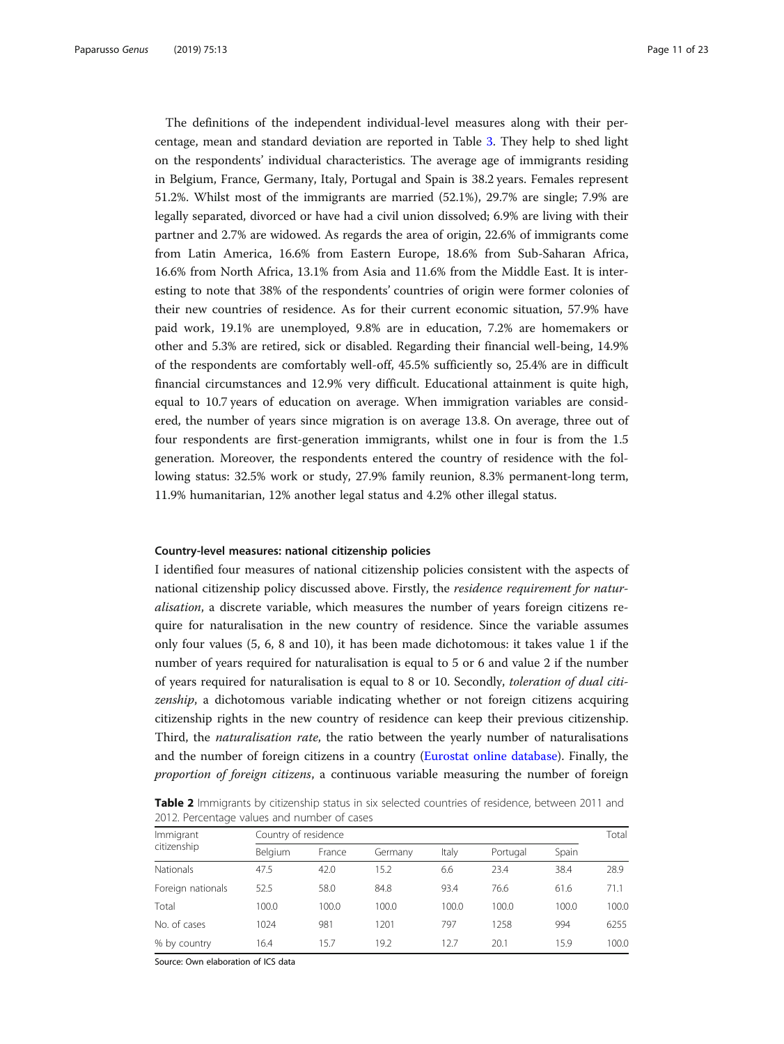The definitions of the independent individual-level measures along with their percentage, mean and standard deviation are reported in Table 3. They help to shed light on the respondents' individual characteristics. The average age of immigrants residing in Belgium, France, Germany, Italy, Portugal and Spain is 38.2 years. Females represent 51.2%. Whilst most of the immigrants are married (52.1%), 29.7% are single; 7.9% are legally separated, divorced or have had a civil union dissolved; 6.9% are living with their partner and 2.7% are widowed. As regards the area of origin, 22.6% of immigrants come from Latin America, 16.6% from Eastern Europe, 18.6% from Sub-Saharan Africa, 16.6% from North Africa, 13.1% from Asia and 11.6% from the Middle East. It is interesting to note that 38% of the respondents' countries of origin were former colonies of their new countries of residence. As for their current economic situation, 57.9% have paid work, 19.1% are unemployed, 9.8% are in education, 7.2% are homemakers or other and 5.3% are retired, sick or disabled. Regarding their financial well-being, 14.9% of the respondents are comfortably well-off, 45.5% sufficiently so, 25.4% are in difficult financial circumstances and 12.9% very difficult. Educational attainment is quite high, equal to 10.7 years of education on average. When immigration variables are considered, the number of years since migration is on average 13.8. On average, three out of four respondents are first-generation immigrants, whilst one in four is from the 1.5 generation. Moreover, the respondents entered the country of residence with the following status: 32.5% work or study, 27.9% family reunion, 8.3% permanent-long term, 11.9% humanitarian, 12% another legal status and 4.2% other illegal status.

### Country-level measures: national citizenship policies

I identified four measures of national citizenship policies consistent with the aspects of national citizenship policy discussed above. Firstly, the *residence requirement for naturalisation*, a discrete variable, which measures the number of years foreign citizens require for naturalisation in the new country of residence. Since the variable assumes only four values (5, 6, 8 and 10), it has been made dichotomous: it takes value 1 if the number of years required for naturalisation is equal to 5 or 6 and value 2 if the number of years required for naturalisation is equal to 8 or 10. Secondly, *toleration of dual citizenship*, a dichotomous variable indicating whether or not foreign citizens acquiring citizenship rights in the new country of residence can keep their previous citizenship. Third, the *naturalisation rate*, the ratio between the yearly number of naturalisations and the number of foreign citizens in a country (Eurostat online database). Finally, the *proportion of foreign citizens*, a continuous variable measuring the number of foreign

**Table 2** Immigrants by citizenship status in six selected countries of residence, between 2011 and 2012. Percentage values and number of cases

| Immigrant citizenship | Country of residence | | | | | | Total |
|---|---|---|---|---|---|---|---|
| | Belgium | France | Germany | Italy | Portugal | Spain | |
| Nationals | 47.5 | 42.0 | 15.2 | 6.6 | 23.4 | 38.4 | 28.9 |
| Foreign nationals | 52.5 | 58.0 | 84.8 | 93.4 | 76.6 | 61.6 | 71.1 |
| Total | 100.0 | 100.0 | 100.0 | 100.0 | 100.0 | 100.0 | 100.0 |
| No. of cases | 1024 | 981 | 1201 | 797 | 1258 | 994 | 6255 |
| % by country | 16.4 | 15.7 | 19.2 | 12.7 | 20.1 | 15.9 | 100.0 |

Source: Own elaboration of ICS data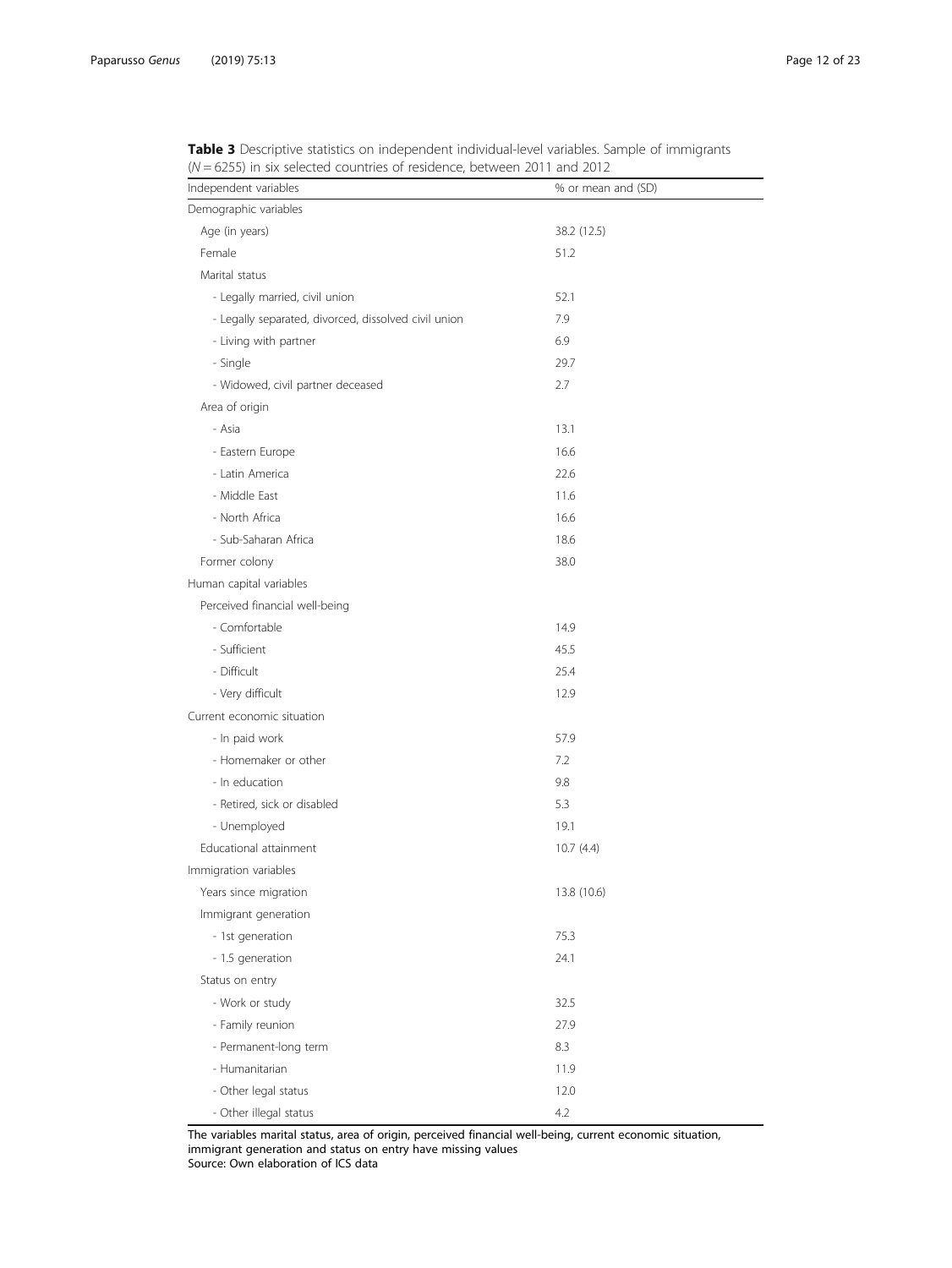**Table 3** Descriptive statistics on independent individual-level variables. Sample of immigrants ($N = 6255$) in six selected countries of residence, between 2011 and 2012

| Independent variables | % or mean and (SD) |
|---|---|
| Demographic variables | |
| Age (in years) | 38.2 (12.5) |
| Female | 51.2 |
| Marital status | |
| - Legally married, civil union | 52.1 |
| - Legally separated, divorced, dissolved civil union | 7.9 |
| - Living with partner | 6.9 |
| - Single | 29.7 |
| - Widowed, civil partner deceased | 2.7 |
| Area of origin | |
| - Asia | 13.1 |
| - Eastern Europe | 16.6 |
| - Latin America | 22.6 |
| - Middle East | 11.6 |
| - North Africa | 16.6 |
| - Sub-Saharan Africa | 18.6 |
| Former colony | 38.0 |
| Human capital variables | |
| Perceived financial well-being | |
| - Comfortable | 14.9 |
| - Sufficient | 45.5 |
| - Difficult | 25.4 |
| - Very difficult | 12.9 |
| Current economic situation | |
| - In paid work | 57.9 |
| - Homemaker or other | 7.2 |
| - In education | 9.8 |
| - Retired, sick or disabled | 5.3 |
| - Unemployed | 19.1 |
| Educational attainment | 10.7 (4.4) |
| Immigration variables | |
| Years since migration | 13.8 (10.6) |
| Immigrant generation | |
| - 1st generation | 75.3 |
| - 1.5 generation | 24.1 |
| Status on entry | |
| - Work or study | 32.5 |
| - Family reunion | 27.9 |
| - Permanent-long term | 8.3 |
| - Humanitarian | 11.9 |
| - Other legal status | 12.0 |
| - Other illegal status | 4.2 |

The variables marital status, area of origin, perceived financial well-being, current economic situation, immigrant generation and status on entry have missing values
Source: Own elaboration of ICS data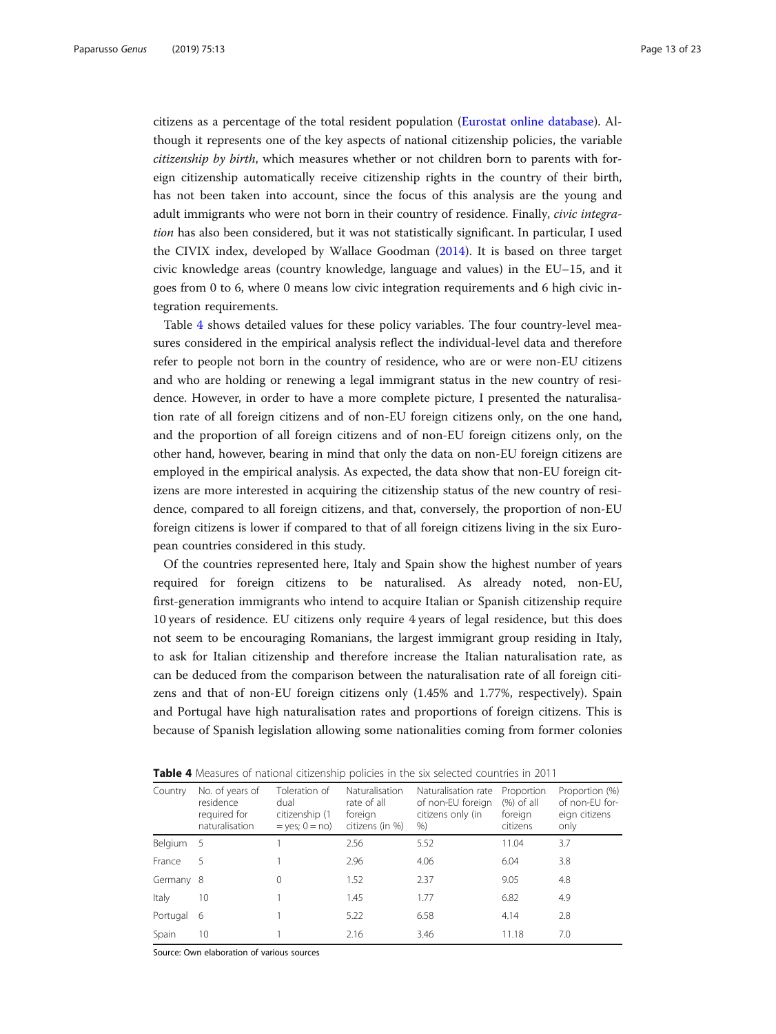citizens as a percentage of the total resident population (Eurostat online database). Although it represents one of the key aspects of national citizenship policies, the variable *citizenship by birth*, which measures whether or not children born to parents with foreign citizenship automatically receive citizenship rights in the country of their birth, has not been taken into account, since the focus of this analysis are the young and adult immigrants who were not born in their country of residence. Finally, *civic integration* has also been considered, but it was not statistically significant. In particular, I used the CIVIX index, developed by Wallace Goodman (2014). It is based on three target civic knowledge areas (country knowledge, language and values) in the EU–15, and it goes from 0 to 6, where 0 means low civic integration requirements and 6 high civic integration requirements.

Table 4 shows detailed values for these policy variables. The four country-level measures considered in the empirical analysis reflect the individual-level data and therefore refer to people not born in the country of residence, who are or were non-EU citizens and who are holding or renewing a legal immigrant status in the new country of residence. However, in order to have a more complete picture, I presented the naturalisation rate of all foreign citizens and of non-EU foreign citizens only, on the one hand, and the proportion of all foreign citizens and of non-EU foreign citizens only, on the other hand, however, bearing in mind that only the data on non-EU foreign citizens are employed in the empirical analysis. As expected, the data show that non-EU foreign citizens are more interested in acquiring the citizenship status of the new country of residence, compared to all foreign citizens, and that, conversely, the proportion of non-EU foreign citizens is lower if compared to that of all foreign citizens living in the six European countries considered in this study.

Of the countries represented here, Italy and Spain show the highest number of years required for foreign citizens to be naturalised. As already noted, non-EU, first-generation immigrants who intend to acquire Italian or Spanish citizenship require 10 years of residence. EU citizens only require 4 years of legal residence, but this does not seem to be encouraging Romanians, the largest immigrant group residing in Italy, to ask for Italian citizenship and therefore increase the Italian naturalisation rate, as can be deduced from the comparison between the naturalisation rate of all foreign citizens and that of non-EU foreign citizens only (1.45% and 1.77%, respectively). Spain and Portugal have high naturalisation rates and proportions of foreign citizens. This is because of Spanish legislation allowing some nationalities coming from former colonies

**Table 4** Measures of national citizenship policies in the six selected countries in 2011

| Country | No. of years of residence required for naturalisation | Toleration of dual citizenship (1 = yes; 0 = no) | Naturalisation rate of all foreign citizens (in %) | Naturalisation rate of non-EU foreign citizens only (in %) | Proportion (%) of all foreign citizens | Proportion (%) of non-EU foreign citizens only |
|---|---|---|---|---|---|---|
| Belgium | 5 | 1 | 2.56 | 5.52 | 11.04 | 3.7 |
| France | 5 | 1 | 2.96 | 4.06 | 6.04 | 3.8 |
| Germany | 8 | 0 | 1.52 | 2.37 | 9.05 | 4.8 |
| Italy | 10 | 1 | 1.45 | 1.77 | 6.82 | 4.9 |
| Portugal | 6 | 1 | 5.22 | 6.58 | 4.14 | 2.8 |
| Spain | 10 | 1 | 2.16 | 3.46 | 11.18 | 7.0 |

Source: Own elaboration of various sources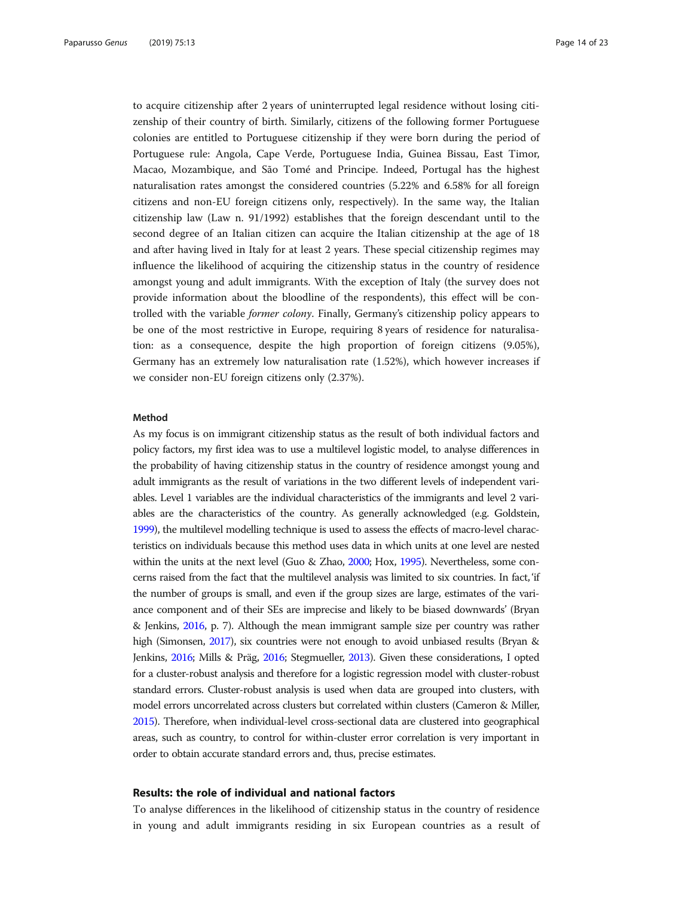to acquire citizenship after 2 years of uninterrupted legal residence without losing citizenship of their country of birth. Similarly, citizens of the following former Portuguese colonies are entitled to Portuguese citizenship if they were born during the period of Portuguese rule: Angola, Cape Verde, Portuguese India, Guinea Bissau, East Timor, Macao, Mozambique, and São Tomé and Principe. Indeed, Portugal has the highest naturalisation rates amongst the considered countries (5.22% and 6.58% for all foreign citizens and non-EU foreign citizens only, respectively). In the same way, the Italian citizenship law (Law n. 91/1992) establishes that the foreign descendant until to the second degree of an Italian citizen can acquire the Italian citizenship at the age of 18 and after having lived in Italy for at least 2 years. These special citizenship regimes may influence the likelihood of acquiring the citizenship status in the country of residence amongst young and adult immigrants. With the exception of Italy (the survey does not provide information about the bloodline of the respondents), this effect will be controlled with the variable *former colony*. Finally, Germany's citizenship policy appears to be one of the most restrictive in Europe, requiring 8 years of residence for naturalisation: as a consequence, despite the high proportion of foreign citizens (9.05%), Germany has an extremely low naturalisation rate (1.52%), which however increases if we consider non-EU foreign citizens only (2.37%).

#### Method

As my focus is on immigrant citizenship status as the result of both individual factors and policy factors, my first idea was to use a multilevel logistic model, to analyse differences in the probability of having citizenship status in the country of residence amongst young and adult immigrants as the result of variations in the two different levels of independent variables. Level 1 variables are the individual characteristics of the immigrants and level 2 variables are the characteristics of the country. As generally acknowledged (e.g. Goldstein, 1999), the multilevel modelling technique is used to assess the effects of macro-level characteristics on individuals because this method uses data in which units at one level are nested within the units at the next level (Guo & Zhao, 2000; Hox, 1995). Nevertheless, some concerns raised from the fact that the multilevel analysis was limited to six countries. In fact, 'if the number of groups is small, and even if the group sizes are large, estimates of the variance component and of their SEs are imprecise and likely to be biased downwards' (Bryan & Jenkins, 2016, p. 7). Although the mean immigrant sample size per country was rather high (Simonsen, 2017), six countries were not enough to avoid unbiased results (Bryan & Jenkins, 2016; Mills & Präg, 2016; Stegmueller, 2013). Given these considerations, I opted for a cluster-robust analysis and therefore for a logistic regression model with cluster-robust standard errors. Cluster-robust analysis is used when data are grouped into clusters, with model errors uncorrelated across clusters but correlated within clusters (Cameron & Miller, 2015). Therefore, when individual-level cross-sectional data are clustered into geographical areas, such as country, to control for within-cluster error correlation is very important in order to obtain accurate standard errors and, thus, precise estimates.

### Results: the role of individual and national factors

To analyse differences in the likelihood of citizenship status in the country of residence in young and adult immigrants residing in six European countries as a result of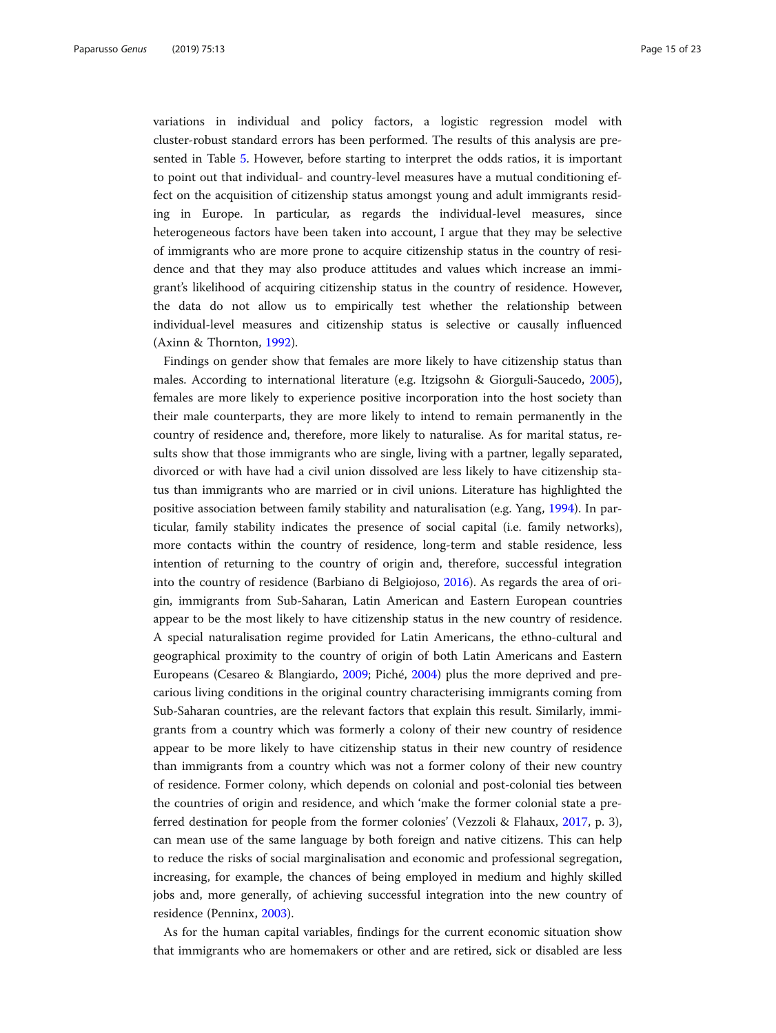variations in individual and policy factors, a logistic regression model with cluster-robust standard errors has been performed. The results of this analysis are presented in Table 5. However, before starting to interpret the odds ratios, it is important to point out that individual- and country-level measures have a mutual conditioning effect on the acquisition of citizenship status amongst young and adult immigrants residing in Europe. In particular, as regards the individual-level measures, since heterogeneous factors have been taken into account, I argue that they may be selective of immigrants who are more prone to acquire citizenship status in the country of residence and that they may also produce attitudes and values which increase an immigrant's likelihood of acquiring citizenship status in the country of residence. However, the data do not allow us to empirically test whether the relationship between individual-level measures and citizenship status is selective or causally influenced (Axinn & Thornton, 1992).

Findings on gender show that females are more likely to have citizenship status than males. According to international literature (e.g. Itzigsohn & Giorguli-Saucedo, 2005), females are more likely to experience positive incorporation into the host society than their male counterparts, they are more likely to intend to remain permanently in the country of residence and, therefore, more likely to naturalise. As for marital status, results show that those immigrants who are single, living with a partner, legally separated, divorced or with have had a civil union dissolved are less likely to have citizenship status than immigrants who are married or in civil unions. Literature has highlighted the positive association between family stability and naturalisation (e.g. Yang, 1994). In particular, family stability indicates the presence of social capital (i.e. family networks), more contacts within the country of residence, long-term and stable residence, less intention of returning to the country of origin and, therefore, successful integration into the country of residence (Barbiano di Belgiojoso, 2016). As regards the area of origin, immigrants from Sub-Saharan, Latin American and Eastern European countries appear to be the most likely to have citizenship status in the new country of residence. A special naturalisation regime provided for Latin Americans, the ethno-cultural and geographical proximity to the country of origin of both Latin Americans and Eastern Europeans (Cesareo & Blangiardo, 2009; Piché, 2004) plus the more deprived and precarious living conditions in the original country characterising immigrants coming from Sub-Saharan countries, are the relevant factors that explain this result. Similarly, immigrants from a country which was formerly a colony of their new country of residence appear to be more likely to have citizenship status in their new country of residence than immigrants from a country which was not a former colony of their new country of residence. Former colony, which depends on colonial and post-colonial ties between the countries of origin and residence, and which 'make the former colonial state a preferred destination for people from the former colonies' (Vezzoli & Flahaux, 2017, p. 3), can mean use of the same language by both foreign and native citizens. This can help to reduce the risks of social marginalisation and economic and professional segregation, increasing, for example, the chances of being employed in medium and highly skilled jobs and, more generally, of achieving successful integration into the new country of residence (Penninx, 2003).

As for the human capital variables, findings for the current economic situation show that immigrants who are homemakers or other and are retired, sick or disabled are less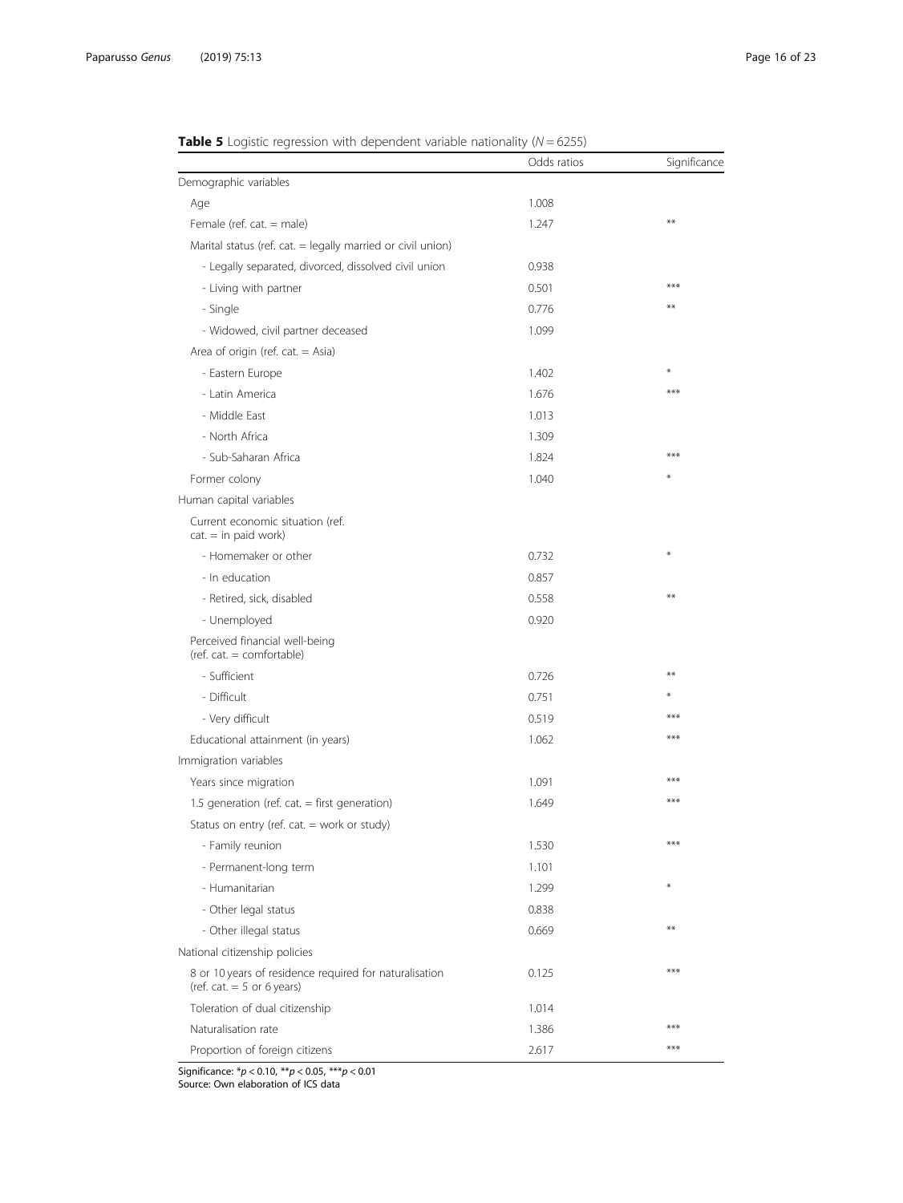**Table 5** Logistic regression with dependent variable nationality ($N = 6255$)

| | Odds ratios | Significance |
|---|---|---|
| Demographic variables | | |
| Age | 1.008 | |
| Female (ref. cat. = male) | 1.247 | ** |
| Marital status (ref. cat. = legally married or civil union) | | |
| - Legally separated, divorced, dissolved civil union | 0.938 | |
| - Living with partner | 0.501 | *** |
| - Single | 0.776 | ** |
| - Widowed, civil partner deceased | 1.099 | |
| Area of origin (ref. cat. = Asia) | | |
| - Eastern Europe | 1.402 | * |
| - Latin America | 1.676 | *** |
| - Middle East | 1.013 | |
| - North Africa | 1.309 | |
| - Sub-Saharan Africa | 1.824 | *** |
| Former colony | 1.040 | * |
| Human capital variables | | |
| Current economic situation (ref. cat. = in paid work) | | |
| - Homemaker or other | 0.732 | * |
| - In education | 0.857 | |
| - Retired, sick, disabled | 0.558 | ** |
| - Unemployed | 0.920 | |
| Perceived financial well-being (ref. cat. = comfortable) | | |
| - Sufficient | 0.726 | ** |
| - Difficult | 0.751 | * |
| - Very difficult | 0.519 | *** |
| Educational attainment (in years) | 1.062 | *** |
| Immigration variables | | |
| Years since migration | 1.091 | *** |
| 1.5 generation (ref. cat. = first generation) | 1.649 | *** |
| Status on entry (ref. cat. = work or study) | | |
| - Family reunion | 1.530 | *** |
| - Permanent-long term | 1.101 | |
| - Humanitarian | 1.299 | * |
| - Other legal status | 0.838 | |
| - Other illegal status | 0.669 | ** |
| National citizenship policies | | |
| 8 or 10 years of residence required for naturalisation (ref. cat. = 5 or 6 years) | 0.125 | *** |
| Toleration of dual citizenship | 1.014 | |
| Naturalisation rate | 1.386 | *** |
| Proportion of foreign citizens | 2.617 | *** |

Significance: *$p < 0.10$, **$p < 0.05$, ***$p < 0.01$
Source: Own elaboration of ICS data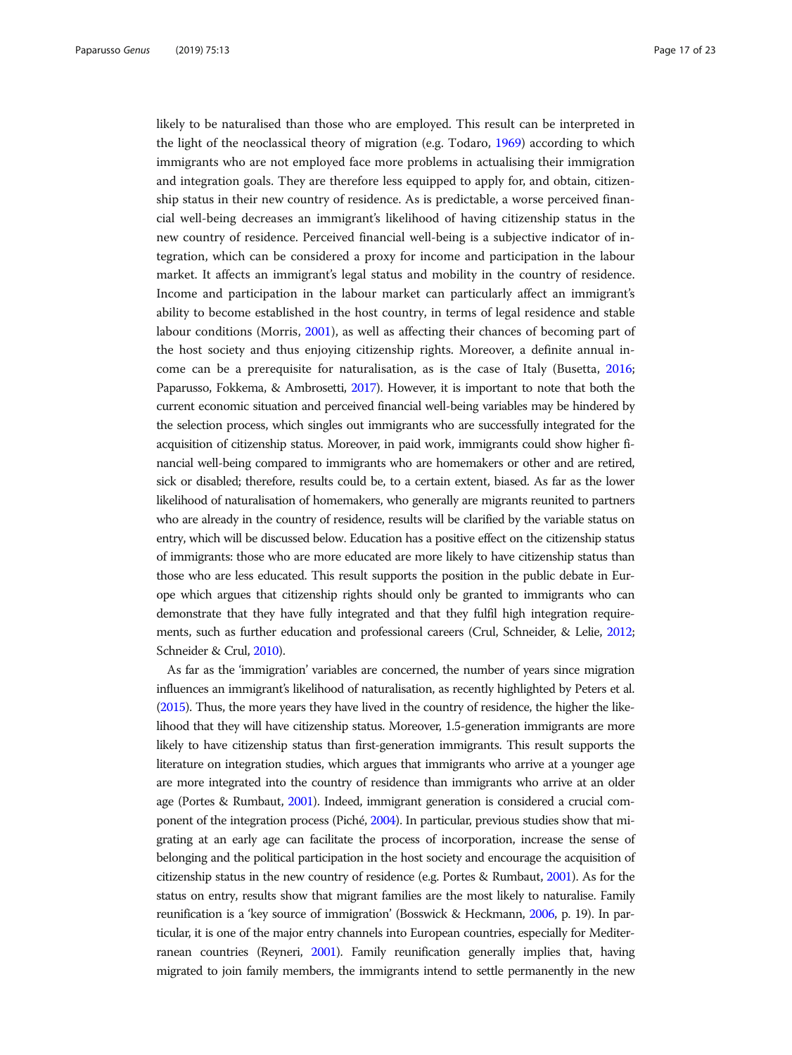likely to be naturalised than those who are employed. This result can be interpreted in the light of the neoclassical theory of migration (e.g. Todaro, 1969) according to which immigrants who are not employed face more problems in actualising their immigration and integration goals. They are therefore less equipped to apply for, and obtain, citizenship status in their new country of residence. As is predictable, a worse perceived financial well-being decreases an immigrant's likelihood of having citizenship status in the new country of residence. Perceived financial well-being is a subjective indicator of integration, which can be considered a proxy for income and participation in the labour market. It affects an immigrant's legal status and mobility in the country of residence. Income and participation in the labour market can particularly affect an immigrant's ability to become established in the host country, in terms of legal residence and stable labour conditions (Morris, 2001), as well as affecting their chances of becoming part of the host society and thus enjoying citizenship rights. Moreover, a definite annual income can be a prerequisite for naturalisation, as is the case of Italy (Busetta, 2016; Paparusso, Fokkema, & Ambrosetti, 2017). However, it is important to note that both the current economic situation and perceived financial well-being variables may be hindered by the selection process, which singles out immigrants who are successfully integrated for the acquisition of citizenship status. Moreover, in paid work, immigrants could show higher financial well-being compared to immigrants who are homemakers or other and are retired, sick or disabled; therefore, results could be, to a certain extent, biased. As far as the lower likelihood of naturalisation of homemakers, who generally are migrants reunited to partners who are already in the country of residence, results will be clarified by the variable status on entry, which will be discussed below. Education has a positive effect on the citizenship status of immigrants: those who are more educated are more likely to have citizenship status than those who are less educated. This result supports the position in the public debate in Europe which argues that citizenship rights should only be granted to immigrants who can demonstrate that they have fully integrated and that they fulfil high integration requirements, such as further education and professional careers (Crul, Schneider, & Lelie, 2012; Schneider & Crul, 2010).

As far as the 'immigration' variables are concerned, the number of years since migration influences an immigrant's likelihood of naturalisation, as recently highlighted by Peters et al. (2015). Thus, the more years they have lived in the country of residence, the higher the likelihood that they will have citizenship status. Moreover, 1.5-generation immigrants are more likely to have citizenship status than first-generation immigrants. This result supports the literature on integration studies, which argues that immigrants who arrive at a younger age are more integrated into the country of residence than immigrants who arrive at an older age (Portes & Rumbaut, 2001). Indeed, immigrant generation is considered a crucial component of the integration process (Piché, 2004). In particular, previous studies show that migrating at an early age can facilitate the process of incorporation, increase the sense of belonging and the political participation in the host society and encourage the acquisition of citizenship status in the new country of residence (e.g. Portes & Rumbaut, 2001). As for the status on entry, results show that migrant families are the most likely to naturalise. Family reunification is a 'key source of immigration' (Bosswick & Heckmann, 2006, p. 19). In particular, it is one of the major entry channels into European countries, especially for Mediterranean countries (Reyneri, 2001). Family reunification generally implies that, having migrated to join family members, the immigrants intend to settle permanently in the new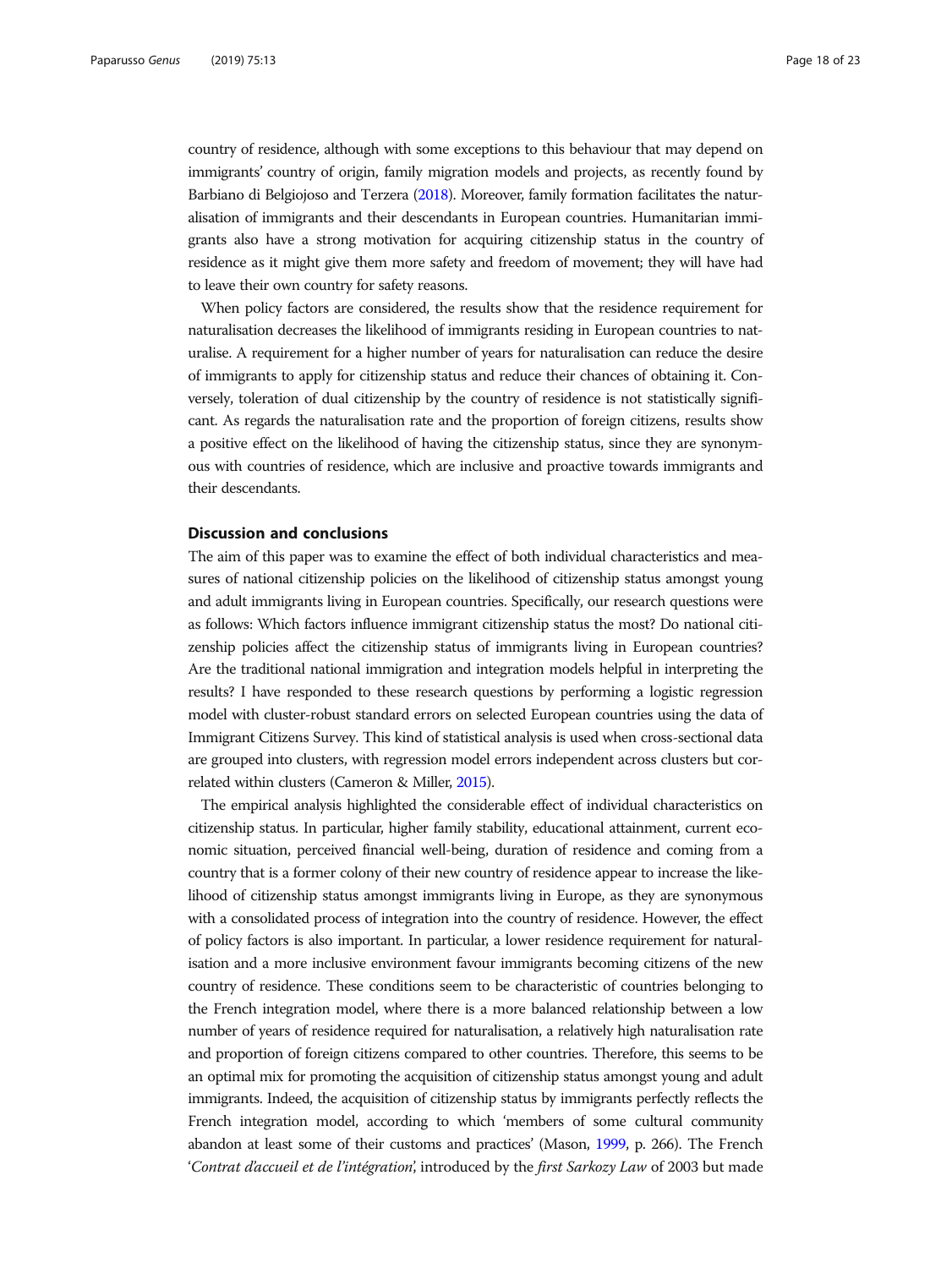country of residence, although with some exceptions to this behaviour that may depend on immigrants' country of origin, family migration models and projects, as recently found by Barbiano di Belgiojoso and Terzera (2018). Moreover, family formation facilitates the naturalisation of immigrants and their descendants in European countries. Humanitarian immigrants also have a strong motivation for acquiring citizenship status in the country of residence as it might give them more safety and freedom of movement; they will have had to leave their own country for safety reasons.

When policy factors are considered, the results show that the residence requirement for naturalisation decreases the likelihood of immigrants residing in European countries to naturalise. A requirement for a higher number of years for naturalisation can reduce the desire of immigrants to apply for citizenship status and reduce their chances of obtaining it. Conversely, toleration of dual citizenship by the country of residence is not statistically significant. As regards the naturalisation rate and the proportion of foreign citizens, results show a positive effect on the likelihood of having the citizenship status, since they are synonymous with countries of residence, which are inclusive and proactive towards immigrants and their descendants.

## Discussion and conclusions

The aim of this paper was to examine the effect of both individual characteristics and measures of national citizenship policies on the likelihood of citizenship status amongst young and adult immigrants living in European countries. Specifically, our research questions were as follows: Which factors influence immigrant citizenship status the most? Do national citizenship policies affect the citizenship status of immigrants living in European countries? Are the traditional national immigration and integration models helpful in interpreting the results? I have responded to these research questions by performing a logistic regression model with cluster-robust standard errors on selected European countries using the data of Immigrant Citizens Survey. This kind of statistical analysis is used when cross-sectional data are grouped into clusters, with regression model errors independent across clusters but correlated within clusters (Cameron & Miller, 2015).

The empirical analysis highlighted the considerable effect of individual characteristics on citizenship status. In particular, higher family stability, educational attainment, current economic situation, perceived financial well-being, duration of residence and coming from a country that is a former colony of their new country of residence appear to increase the likelihood of citizenship status amongst immigrants living in Europe, as they are synonymous with a consolidated process of integration into the country of residence. However, the effect of policy factors is also important. In particular, a lower residence requirement for naturalisation and a more inclusive environment favour immigrants becoming citizens of the new country of residence. These conditions seem to be characteristic of countries belonging to the French integration model, where there is a more balanced relationship between a low number of years of residence required for naturalisation, a relatively high naturalisation rate and proportion of foreign citizens compared to other countries. Therefore, this seems to be an optimal mix for promoting the acquisition of citizenship status amongst young and adult immigrants. Indeed, the acquisition of citizenship status by immigrants perfectly reflects the French integration model, according to which 'members of some cultural community abandon at least some of their customs and practices' (Mason, 1999, p. 266). The French '*Contrat d'accueil et de l'intégration*', introduced by the *first Sarkozy Law* of 2003 but made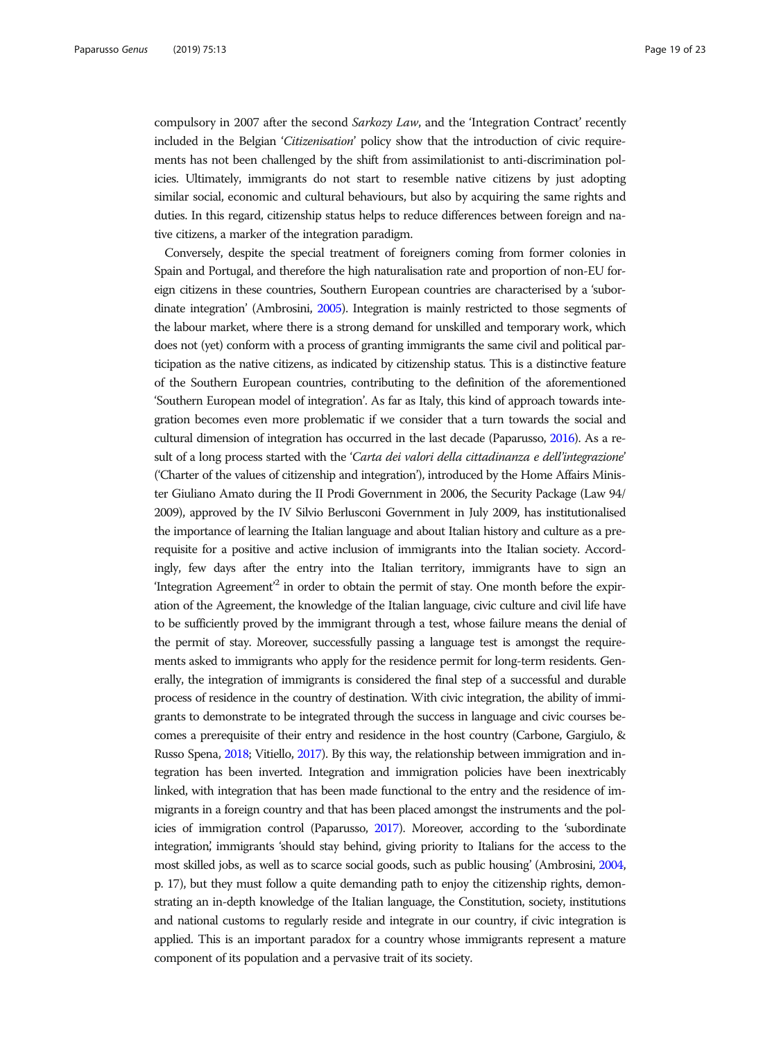compulsory in 2007 after the second *Sarkozy Law*, and the 'Integration Contract' recently included in the Belgian '*Citizenisation*' policy show that the introduction of civic requirements has not been challenged by the shift from assimilationist to anti-discrimination policies. Ultimately, immigrants do not start to resemble native citizens by just adopting similar social, economic and cultural behaviours, but also by acquiring the same rights and duties. In this regard, citizenship status helps to reduce differences between foreign and native citizens, a marker of the integration paradigm.

Conversely, despite the special treatment of foreigners coming from former colonies in Spain and Portugal, and therefore the high naturalisation rate and proportion of non-EU foreign citizens in these countries, Southern European countries are characterised by a 'subordinate integration' (Ambrosini, 2005). Integration is mainly restricted to those segments of the labour market, where there is a strong demand for unskilled and temporary work, which does not (yet) conform with a process of granting immigrants the same civil and political participation as the native citizens, as indicated by citizenship status. This is a distinctive feature of the Southern European countries, contributing to the definition of the aforementioned 'Southern European model of integration'. As far as Italy, this kind of approach towards integration becomes even more problematic if we consider that a turn towards the social and cultural dimension of integration has occurred in the last decade (Paparusso, 2016). As a result of a long process started with the '*Carta dei valori della cittadinanza e dell'integrazione*' ('Charter of the values of citizenship and integration'), introduced by the Home Affairs Minister Giuliano Amato during the II Prodi Government in 2006, the Security Package (Law 94/2009), approved by the IV Silvio Berlusconi Government in July 2009, has institutionalised the importance of learning the Italian language and about Italian history and culture as a prerequisite for a positive and active inclusion of immigrants into the Italian society. Accordingly, few days after the entry into the Italian territory, immigrants have to sign an 'Integration Agreement'[2] in order to obtain the permit of stay. One month before the expiration of the Agreement, the knowledge of the Italian language, civic culture and civil life have to be sufficiently proved by the immigrant through a test, whose failure means the denial of the permit of stay. Moreover, successfully passing a language test is amongst the requirements asked to immigrants who apply for the residence permit for long-term residents. Generally, the integration of immigrants is considered the final step of a successful and durable process of residence in the country of destination. With civic integration, the ability of immigrants to demonstrate to be integrated through the success in language and civic courses becomes a prerequisite of their entry and residence in the host country (Carbone, Gargiulo, & Russo Spena, 2018; Vitiello, 2017). By this way, the relationship between immigration and integration has been inverted. Integration and immigration policies have been inextricably linked, with integration that has been made functional to the entry and the residence of immigrants in a foreign country and that has been placed amongst the instruments and the policies of immigration control (Paparusso, 2017). Moreover, according to the 'subordinate integration,' immigrants 'should stay behind, giving priority to Italians for the access to the most skilled jobs, as well as to scarce social goods, such as public housing' (Ambrosini, 2004, p. 17), but they must follow a quite demanding path to enjoy the citizenship rights, demonstrating an in-depth knowledge of the Italian language, the Constitution, society, institutions and national customs to regularly reside and integrate in our country, if civic integration is applied. This is an important paradox for a country whose immigrants represent a mature component of its population and a pervasive trait of its society.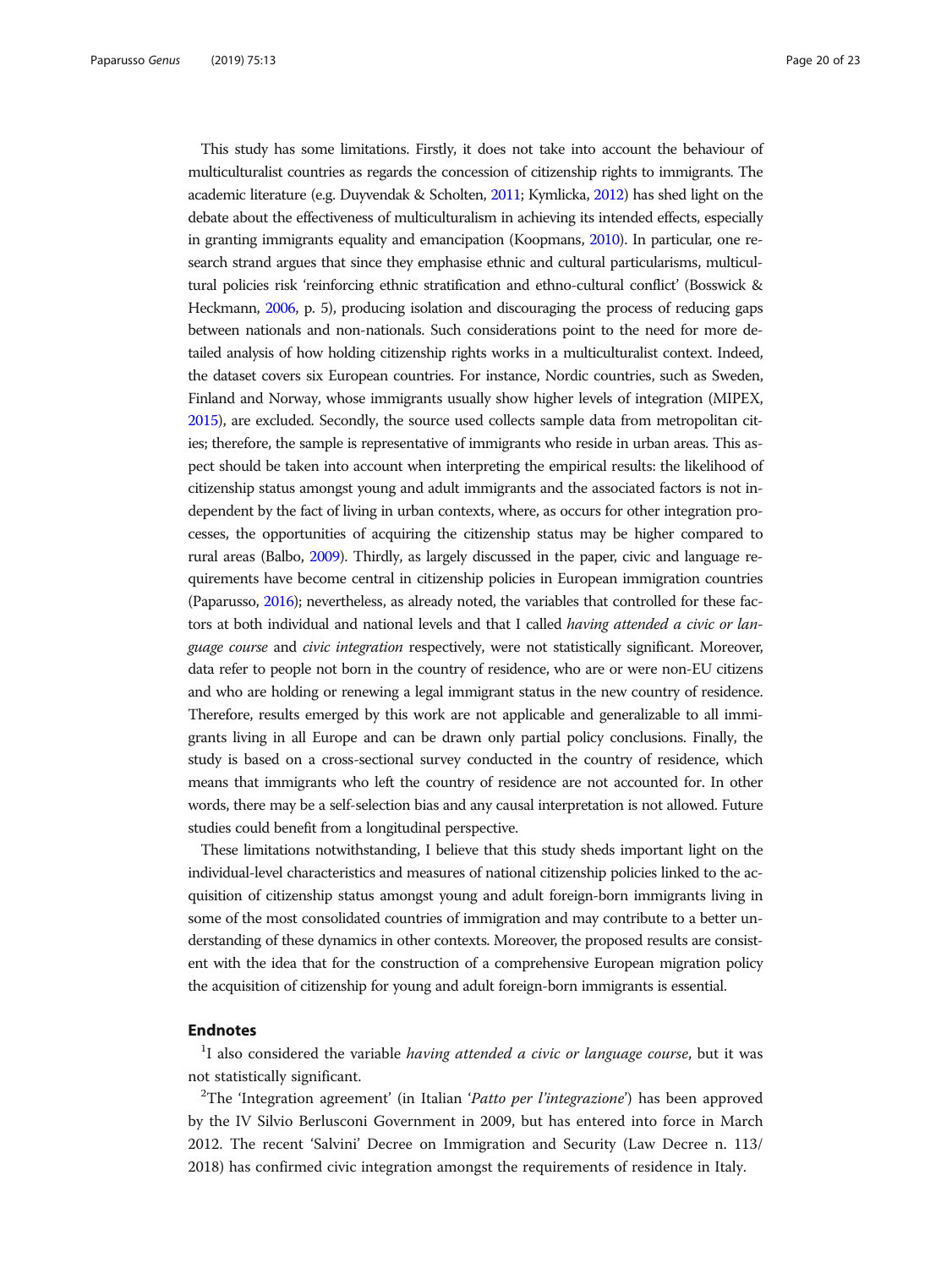This study has some limitations. Firstly, it does not take into account the behaviour of multiculturalist countries as regards the concession of citizenship rights to immigrants. The academic literature (e.g. Duyvendak & Scholten, 2011; Kymlicka, 2012) has shed light on the debate about the effectiveness of multiculturalism in achieving its intended effects, especially in granting immigrants equality and emancipation (Koopmans, 2010). In particular, one research strand argues that since they emphasise ethnic and cultural particularisms, multicultural policies risk 'reinforcing ethnic stratification and ethno-cultural conflict' (Bosswick & Heckmann, 2006, p. 5), producing isolation and discouraging the process of reducing gaps between nationals and non-nationals. Such considerations point to the need for more detailed analysis of how holding citizenship rights works in a multiculturalist context. Indeed, the dataset covers six European countries. For instance, Nordic countries, such as Sweden, Finland and Norway, whose immigrants usually show higher levels of integration (MIPEX, 2015), are excluded. Secondly, the source used collects sample data from metropolitan cities; therefore, the sample is representative of immigrants who reside in urban areas. This aspect should be taken into account when interpreting the empirical results: the likelihood of citizenship status amongst young and adult immigrants and the associated factors is not independent by the fact of living in urban contexts, where, as occurs for other integration processes, the opportunities of acquiring the citizenship status may be higher compared to rural areas (Balbo, 2009). Thirdly, as largely discussed in the paper, civic and language requirements have become central in citizenship policies in European immigration countries (Paparusso, 2016); nevertheless, as already noted, the variables that controlled for these factors at both individual and national levels and that I called *having attended a civic or language course* and *civic integration* respectively, were not statistically significant. Moreover, data refer to people not born in the country of residence, who are or were non-EU citizens and who are holding or renewing a legal immigrant status in the new country of residence. Therefore, results emerged by this work are not applicable and generalizable to all immigrants living in all Europe and can be drawn only partial policy conclusions. Finally, the study is based on a cross-sectional survey conducted in the country of residence, which means that immigrants who left the country of residence are not accounted for. In other words, there may be a self-selection bias and any causal interpretation is not allowed. Future studies could benefit from a longitudinal perspective.

These limitations notwithstanding, I believe that this study sheds important light on the individual-level characteristics and measures of national citizenship policies linked to the acquisition of citizenship status amongst young and adult foreign-born immigrants living in some of the most consolidated countries of immigration and may contribute to a better understanding of these dynamics in other contexts. Moreover, the proposed results are consistent with the idea that for the construction of a comprehensive European migration policy the acquisition of citizenship for young and adult foreign-born immigrants is essential.

## Endnotes

[1]I also considered the variable *having attended a civic or language course*, but it was not statistically significant.

[2]The 'Integration agreement' (in Italian '*Patto per l'integrazione*') has been approved by the IV Silvio Berlusconi Government in 2009, but has entered into force in March 2012. The recent 'Salvini' Decree on Immigration and Security (Law Decree n. 113/2018) has confirmed civic integration amongst the requirements of residence in Italy.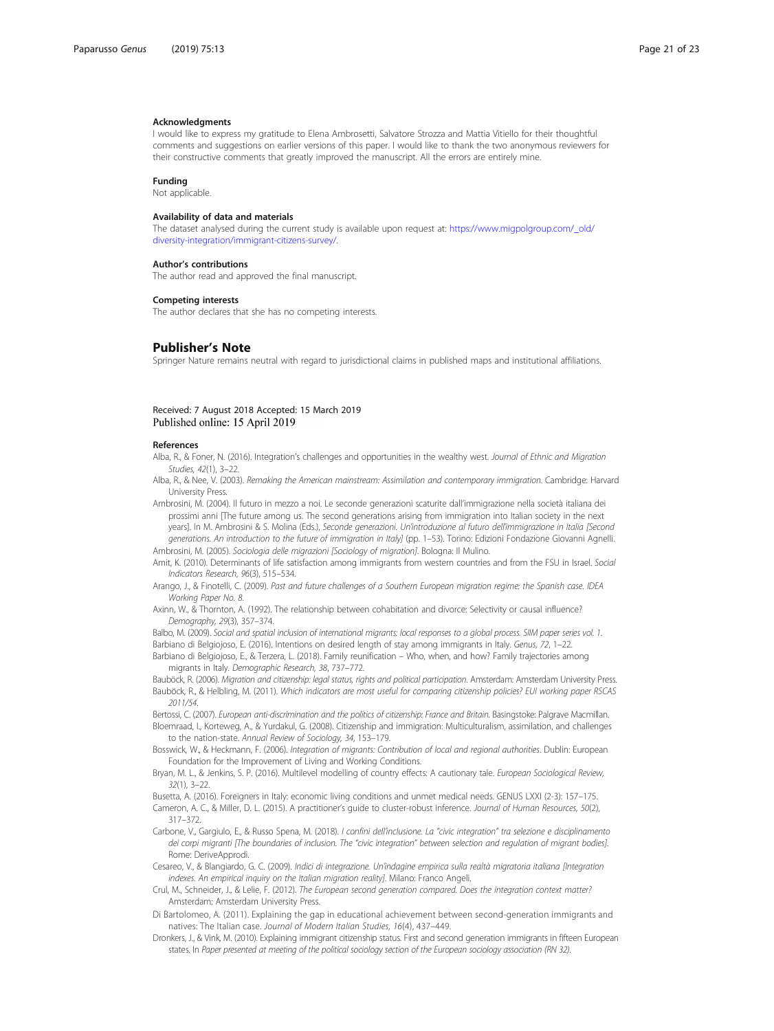### Acknowledgments

I would like to express my gratitude to Elena Ambrosetti, Salvatore Strozza and Mattia Vitiello for their thoughtful comments and suggestions on earlier versions of this paper. I would like to thank the two anonymous reviewers for their constructive comments that greatly improved the manuscript. All the errors are entirely mine.

### Funding

Not applicable.

### Availability of data and materials

The dataset analysed during the current study is available upon request at: https://www.migpolgroup.com/_old/diversity-integration/immigrant-citizens-survey/.

### Author's contributions

The author read and approved the final manuscript.

### Competing interests

The author declares that she has no competing interests.

## Publisher's Note

Springer Nature remains neutral with regard to jurisdictional claims in published maps and institutional affiliations.

Received: 7 August 2018 Accepted: 15 March 2019
Published online: 15 April 2019

### References

Alba, R., & Foner, N. (2016). Integration's challenges and opportunities in the wealthy west. *Journal of Ethnic and Migration Studies, 42*(1), 3–22.

Alba, R., & Nee, V. (2003). *Remaking the American mainstream: Assimilation and contemporary immigration*. Cambridge: Harvard University Press.

Ambrosini, M. (2004). Il futuro in mezzo a noi. Le seconde generazioni scaturite dall'immigrazione nella società italiana dei prossimi anni [The future among us. The second generations arising from immigration into Italian society in the next years]. In M. Ambrosini & S. Molina (Eds.), *Seconde generazioni. Un'introduzione al futuro dell'immigrazione in Italia [Second generations. An introduction to the future of immigration in Italy]* (pp. 1–53). Torino: Edizioni Fondazione Giovanni Agnelli.

Ambrosini, M. (2005). *Sociologia delle migrazioni [Sociology of migration]*. Bologna: Il Mulino.

Amit, K. (2010). Determinants of life satisfaction among immigrants from western countries and from the FSU in Israel. *Social Indicators Research, 96*(3), 515–534.

Arango, J., & Finotelli, C. (2009). *Past and future challenges of a Southern European migration regime: the Spanish case. IDEA Working Paper No. 8.*

Axinn, W., & Thornton, A. (1992). The relationship between cohabitation and divorce: Selectivity or causal influence? *Demography, 29*(3), 357–374.

Balbo, M. (2009). *Social and spatial inclusion of international migrants: local responses to a global process. SIIM paper series vol. 1.*

Barbiano di Belgiojoso, E. (2016). Intentions on desired length of stay among immigrants in Italy. *Genus, 72*, 1–22.

Barbiano di Belgiojoso, E., & Terzera, L. (2018). Family reunification – Who, when, and how? Family trajectories among migrants in Italy. *Demographic Research, 38*, 737–772.

Bauböck, R. (2006). *Migration and citizenship: legal status, rights and political participation*. Amsterdam: Amsterdam University Press.

Bauböck, R., & Helbling, M. (2011). *Which indicators are most useful for comparing citizenship policies? EUI working paper RSCAS 2011/54.*

Bertossi, C. (2007). *European anti-discrimination and the politics of citizenship: France and Britain*. Basingstoke: Palgrave Macmillan.

Bloemraad, I., Korteweg, A., & Yurdakul, G. (2008). Citizenship and immigration: Multiculturalism, assimilation, and challenges to the nation-state. *Annual Review of Sociology, 34*, 153–179.

Bosswick, W., & Heckmann, F. (2006). *Integration of migrants: Contribution of local and regional authorities*. Dublin: European Foundation for the Improvement of Living and Working Conditions.

Bryan, M. L., & Jenkins, S. P. (2016). Multilevel modelling of country effects: A cautionary tale. *European Sociological Review, 32*(1), 3–22.

Busetta, A. (2016). Foreigners in Italy: economic living conditions and unmet medical needs. GENUS LXXI (2-3): 157–175.

Cameron, A. C., & Miller, D. L. (2015). A practitioner's guide to cluster-robust inference. *Journal of Human Resources, 50*(2), 317–372.

Carbone, V., Gargiulo, E., & Russo Spena, M. (2018). *I confini dell'inclusione. La "civic integration" tra selezione e disciplinamento dei corpi migranti [The boundaries of inclusion. The "civic integration" between selection and regulation of migrant bodies]*. Rome: DeriveApprodi.

Cesareo, V., & Blangiardo, G. C. (2009). *Indici di integrazione. Un'indagine empirica sulla realtà migratoria italiana [Integration indexes. An empirical inquiry on the Italian migration reality]*. Milano: Franco Angeli.

Crul, M., Schneider, J., & Lelie, F. (2012). *The European second generation compared. Does the integration context matter?* Amsterdam: Amsterdam University Press.

Di Bartolomeo, A. (2011). Explaining the gap in educational achievement between second-generation immigrants and natives: The Italian case. *Journal of Modern Italian Studies, 16*(4), 437–449.

Dronkers, J., & Vink, M. (2010). Explaining immigrant citizenship status. First and second generation immigrants in fifteen European states. In *Paper presented at meeting of the political sociology section of the European sociology association (RN 32).*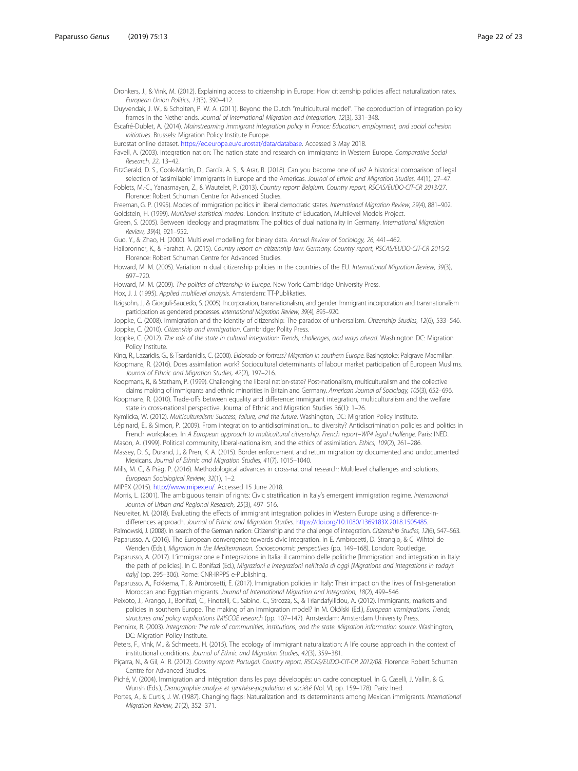Dronkers, J., & Vink, M. (2012). Explaining access to citizenship in Europe: How citizenship policies affect naturalization rates. *European Union Politics, 13*(3), 390–412.

Duyvendak, J. W., & Scholten, P. W. A. (2011). Beyond the Dutch "multicultural model". The coproduction of integration policy frames in the Netherlands. *Journal of International Migration and Integration, 12*(3), 331–348.

Escafré-Dublet, A. (2014). *Mainstreaming immigrant integration policy in France: Education, employment, and social cohesion initiatives*. Brussels: Migration Policy Institute Europe.

Eurostat online dataset. https://ec.europa.eu/eurostat/data/database. Accessed 3 May 2018.

Favell, A. (2003). Integration nation: The nation state and research on immigrants in Western Europe. *Comparative Social Research, 22*, 13–42.

FitzGerald, D. S., Cook-Martín, D., García, A. S., & Arar, R. (2018). Can you become one of us? A historical comparison of legal selection of 'assimilable' immigrants in Europe and the Americas. *Journal of Ethnic and Migration Studies, 44*(1), 27–47.

Foblets, M.-C., Yanasmayan, Z., & Wautelet, P. (2013). *Country report: Belgium. Country report, RSCAS/EUDO-CIT-CR 2013/27*. Florence: Robert Schuman Centre for Advanced Studies.

Freeman, G. P. (1995). Modes of immigration politics in liberal democratic states. *International Migration Review, 29*(4), 881–902.

Goldstein, H. (1999). *Multilevel statistical models*. London: Institute of Education, Multilevel Models Project.

Green, S. (2005). Between ideology and pragmatism: The politics of dual nationality in Germany. *International Migration Review, 39*(4), 921–952.

Guo, Y., & Zhao, H. (2000). Multilevel modelling for binary data. *Annual Review of Sociology, 26*, 441–462.

Hailbronner, K., & Farahat, A. (2015). *Country report on citizenship law: Germany. Country report, RSCAS/EUDO-CIT-CR 2015/2*. Florence: Robert Schuman Centre for Advanced Studies.

Howard, M. M. (2005). Variation in dual citizenship policies in the countries of the EU. *International Migration Review, 39*(3), 697–720.

Howard, M. M. (2009). *The politics of citizenship in Europe*. New York: Cambridge University Press.

Hox, J. J. (1995). *Applied multilevel analysis*. Amsterdam: TT-Publikaties.

Itzigsohn, J., & Giorguli-Saucedo, S. (2005). Incorporation, transnationalism, and gender: Immigrant incorporation and transnationalism participation as gendered processes. *International Migration Review, 39*(4), 895–920.

Joppke, C. (2008). Immigration and the identity of citizenship: The paradox of universalism. *Citizenship Studies, 12*(6), 533–546.

Joppke, C. (2010). *Citizenship and immigration*. Cambridge: Polity Press.

Joppke, C. (2012). *The role of the state in cultural integration: Trends, challenges, and ways ahead*. Washington DC: Migration Policy Institute.

King, R., Lazaridis, G., & Tsardanidis, C. (2000). *Eldorado or fortress? Migration in southern Europe*. Basingstoke: Palgrave Macmillan.

Koopmans, R. (2016). Does assimilation work? Sociocultural determinants of labour market participation of European Muslims. *Journal of Ethnic and Migration Studies, 42*(2), 197–216.

Koopmans, R., & Statham, P. (1999). Challenging the liberal nation-state? Post-nationalism, multiculturalism and the collective claims making of immigrants and ethnic minorities in Britain and Germany. *American Journal of Sociology, 105*(3), 652–696.

Koopmans, R. (2010). Trade-offs between equality and difference: immigrant integration, multiculturalism and the welfare state in cross-national perspective. Journal of Ethnic and Migration Studies 36(1): 1–26.

Kymlicka, W. (2012). *Multiculturalism: Success, failure, and the future*. Washington, DC: Migration Policy Institute.

Lépinard, E., & Simon, P. (2009). From integration to antidiscrimination... to diversity? Antidiscrimination policies and politics in French workplaces. In *A European approach to multicultural citizenship, French report–WP4 legal challenge*. Paris: INED.

Mason, A. (1999). Political community, liberal-nationalism, and the ethics of assimilation. *Ethics, 109*(2), 261–286.

Massey, D. S., Durand, J., & Pren, K. A. (2015). Border enforcement and return migration by documented and undocumented Mexicans. *Journal of Ethnic and Migration Studies, 41*(7), 1015–1040.

Mills, M. C., & Präg, P. (2016). Methodological advances in cross-national research: Multilevel challenges and solutions. *European Sociological Review, 32*(1), 1–2.

MIPEX (2015). http://www.mipex.eu/. Accessed 15 June 2018.

Morris, L. (2001). The ambiguous terrain of rights: Civic stratification in Italy's emergent immigration regime. *International Journal of Urban and Regional Research, 25*(3), 497–516.

Neureiter, M. (2018). Evaluating the effects of immigrant integration policies in Western Europe using a difference-in-differences approach. *Journal of Ethnic and Migration Studies*. https://doi.org/10.1080/1369183X.2018.1505485.

Palmowski, J. (2008). In search of the German nation: Citizenship and the challenge of integration. *Citizenship Studies, 12*(6), 547–563.

Paparusso, A. (2016). The European convergence towards civic integration. In E. Ambrosetti, D. Strangio, & C. Wihtol de Wenden (Eds.), *Migration in the Mediterranean. Socioeconomic perspectives* (pp. 149–168). London: Routledge.

Paparusso, A. (2017). L'immigrazione e l'integrazione in Italia: il cammino delle politiche [Immigration and integration in Italy: the path of policies]. In C. Bonifazi (Ed.), *Migrazioni e integrazioni nell'Italia di oggi [Migrations and integrations in today's Italy]* (pp. 295–306). Rome: CNR-IRPPS e-Publishing.

Paparusso, A., Fokkema, T., & Ambrosetti, E. (2017). Immigration policies in Italy: Their impact on the lives of first-generation Moroccan and Egyptian migrants. *Journal of International Migration and Integration, 18*(2), 499–546.

Peixoto, J., Arango, J., Bonifazi, C., Finotelli, C., Sabino, C., Strozza, S., & Triandafyllidou, A. (2012). Immigrants, markets and policies in southern Europe. The making of an immigration model? In M. Okólski (Ed.), *European immigrations. Trends, structures and policy implications IMISCOE research* (pp. 107–147). Amsterdam: Amsterdam University Press.

Penninx, R. (2003). *Integration: The role of communities, institutions, and the state. Migration information source*. Washington, DC: Migration Policy Institute.

Peters, F., Vink, M., & Schmeets, H. (2015). The ecology of immigrant naturalization: A life course approach in the context of institutional conditions. *Journal of Ethnic and Migration Studies, 42*(3), 359–381.

Piçarra, N., & Gil, A. R. (2012). *Country report: Portugal. Country report, RSCAS/EUDO-CIT-CR 2012/08*. Florence: Robert Schuman Centre for Advanced Studies.

Piché, V. (2004). Immigration and intégration dans les pays développés: un cadre conceptuel. In G. Caselli, J. Vallin, & G. Wunsh (Eds.), *Demographie analyse et synthèse-population et société* (Vol. VI, pp. 159–178). Paris: Ined.

Portes, A., & Curtis, J. W. (1987). Changing flags: Naturalization and its determinants among Mexican immigrants. *International Migration Review, 21*(2), 352–371.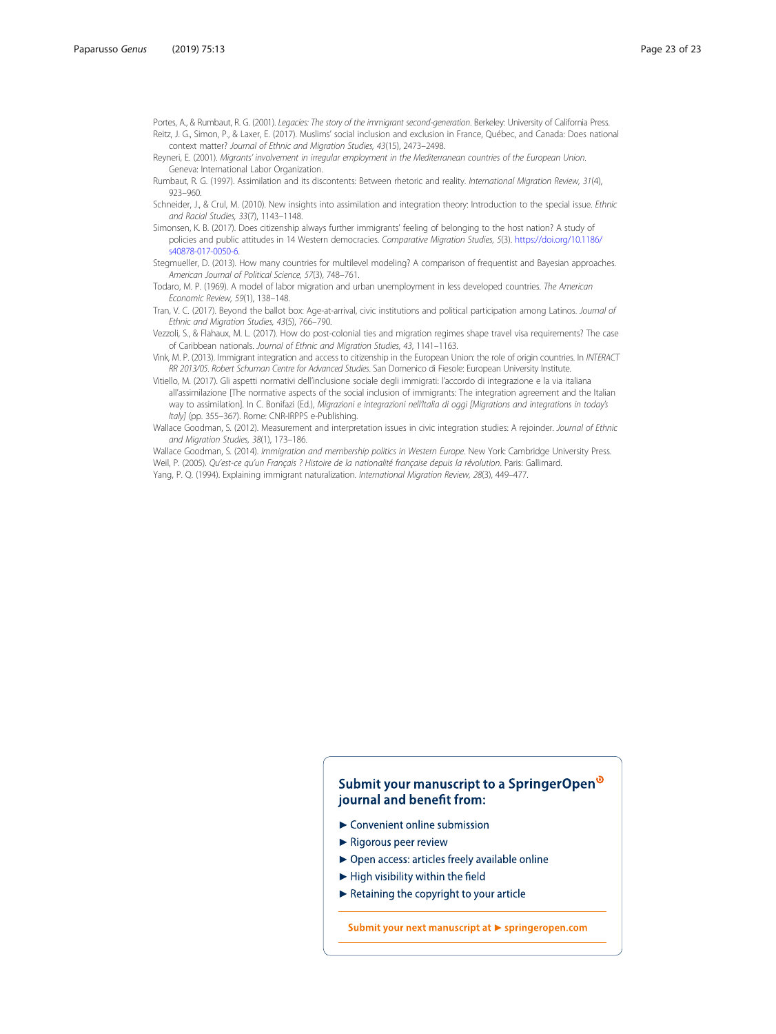Portes, A., & Rumbaut, R. G. (2001). *Legacies: The story of the immigrant second-generation*. Berkeley: University of California Press.

Reitz, J. G., Simon, P., & Laxer, E. (2017). Muslims' social inclusion and exclusion in France, Québec, and Canada: Does national context matter? *Journal of Ethnic and Migration Studies, 43*(15), 2473–2498.

Reyneri, E. (2001). *Migrants' involvement in irregular employment in the Mediterranean countries of the European Union*. Geneva: International Labor Organization.

Rumbaut, R. G. (1997). Assimilation and its discontents: Between rhetoric and reality. *International Migration Review, 31*(4), 923–960.

Schneider, J., & Crul, M. (2010). New insights into assimilation and integration theory: Introduction to the special issue. *Ethnic and Racial Studies, 33*(7), 1143–1148.

Simonsen, K. B. (2017). Does citizenship always further immigrants' feeling of belonging to the host nation? A study of policies and public attitudes in 14 Western democracies. *Comparative Migration Studies, 5*(3). https://doi.org/10.1186/s40878-017-0050-6.

Stegmueller, D. (2013). How many countries for multilevel modeling? A comparison of frequentist and Bayesian approaches. *American Journal of Political Science, 57*(3), 748–761.

Todaro, M. P. (1969). A model of labor migration and urban unemployment in less developed countries. *The American Economic Review, 59*(1), 138–148.

Tran, V. C. (2017). Beyond the ballot box: Age-at-arrival, civic institutions and political participation among Latinos. *Journal of Ethnic and Migration Studies, 43*(5), 766–790.

Vezzoli, S., & Flahaux, M. L. (2017). How do post-colonial ties and migration regimes shape travel visa requirements? The case of Caribbean nationals. *Journal of Ethnic and Migration Studies, 43*, 1141–1163.

Vink, M. P. (2013). Immigrant integration and access to citizenship in the European Union: the role of origin countries. In *INTERACT RR 2013/05. Robert Schuman Centre for Advanced Studies*. San Domenico di Fiesole: European University Institute.

Vitiello, M. (2017). Gli aspetti normativi dell'inclusione sociale degli immigrati: l'accordo di integrazione e la via italiana all'assimilazione [The normative aspects of the social inclusion of immigrants: The integration agreement and the Italian way to assimilation]. In C. Bonifazi (Ed.), *Migrazioni e integrazioni nell'Italia di oggi [Migrations and integrations in today's Italy]* (pp. 355–367). Rome: CNR-IRPPS e-Publishing.

Wallace Goodman, S. (2012). Measurement and interpretation issues in civic integration studies: A rejoinder. *Journal of Ethnic and Migration Studies, 38*(1), 173–186.

Wallace Goodman, S. (2014). *Immigration and membership politics in Western Europe*. New York: Cambridge University Press.

Weil, P. (2005). *Qu'est-ce qu'un Français ? Histoire de la nationalité française depuis la révolution*. Paris: Gallimard.

Yang, P. Q. (1994). Explaining immigrant naturalization. *International Migration Review, 28*(3), 449–477.

**Submit your manuscript to a SpringerOpen journal and benefit from:**

- ► Convenient online submission
- ► Rigorous peer review
- ► Open access: articles freely available online
- ► High visibility within the field
- ► Retaining the copyright to your article

**Submit your next manuscript at ► springeropen.com**